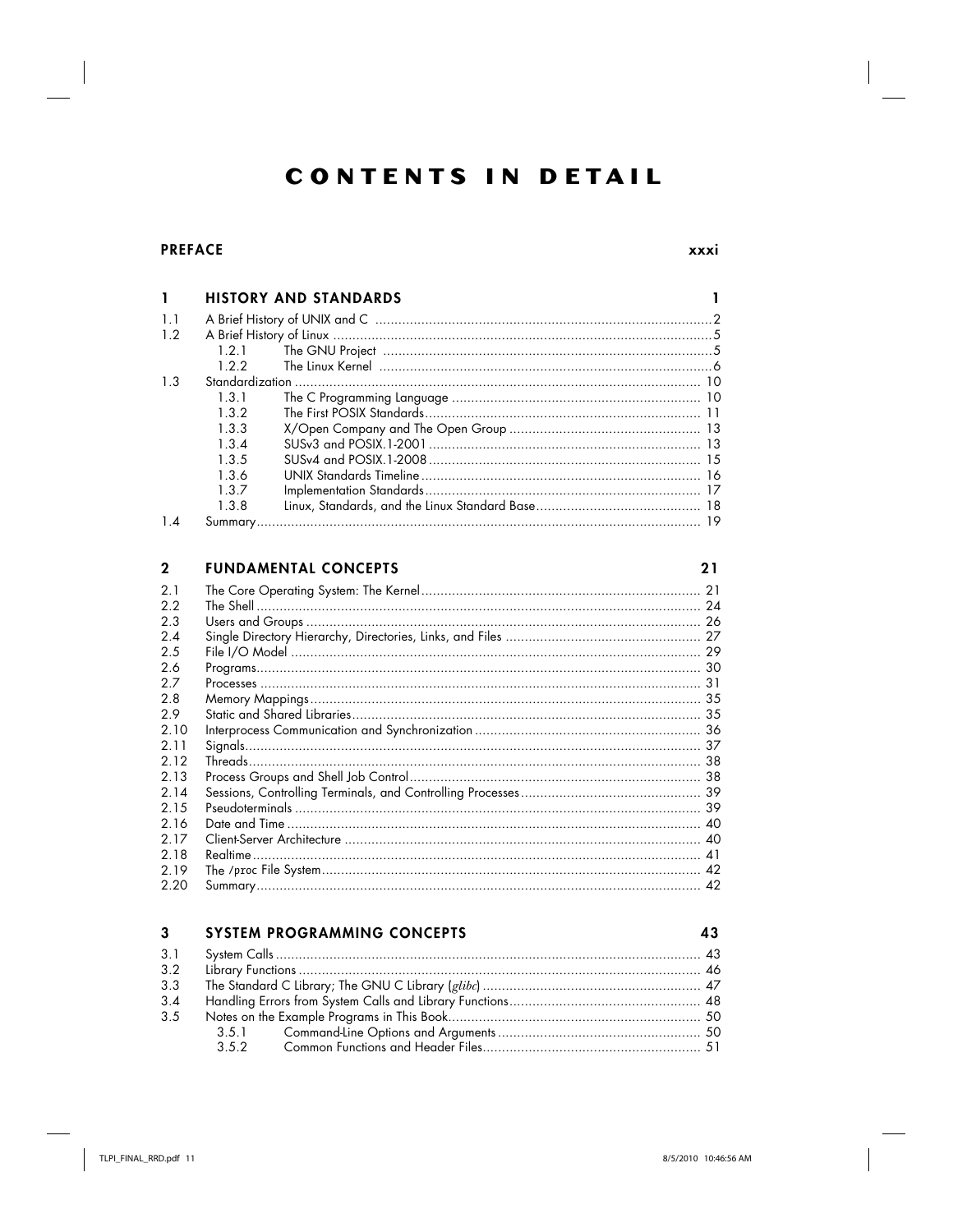# CONTENTS IN DETAIL

**PREFACE** **xxxi**

## 1 HISTORY AND STANDARDS 1

1.1 A Brief History of UNIX and C .......... 2
1.2 A Brief History of Linux .......... 5
  1.2.1 The GNU Project .......... 5
  1.2.2 The Linux Kernel .......... 6
1.3 Standardization .......... 10
  1.3.1 The C Programming Language .......... 10
  1.3.2 The First POSIX Standards .......... 11
  1.3.3 X/Open Company and The Open Group .......... 13
  1.3.4 SUSv3 and POSIX.1-2001 .......... 13
  1.3.5 SUSv4 and POSIX.1-2008 .......... 15
  1.3.6 UNIX Standards Timeline .......... 16
  1.3.7 Implementation Standards .......... 17
  1.3.8 Linux, Standards, and the Linux Standard Base .......... 18
1.4 Summary .......... 19

## 2 FUNDAMENTAL CONCEPTS 21

2.1 The Core Operating System: The Kernel .......... 21
2.2 The Shell .......... 24
2.3 Users and Groups .......... 26
2.4 Single Directory Hierarchy, Directories, Links, and Files .......... 27
2.5 File I/O Model .......... 29
2.6 Programs .......... 30
2.7 Processes .......... 31
2.8 Memory Mappings .......... 35
2.9 Static and Shared Libraries .......... 35
2.10 Interprocess Communication and Synchronization .......... 36
2.11 Signals .......... 37
2.12 Threads .......... 38
2.13 Process Groups and Shell Job Control .......... 38
2.14 Sessions, Controlling Terminals, and Controlling Processes .......... 39
2.15 Pseudoterminals .......... 39
2.16 Date and Time .......... 40
2.17 Client-Server Architecture .......... 40
2.18 Realtime .......... 41
2.19 The `/proc` File System .......... 42
2.20 Summary .......... 42

## 3 SYSTEM PROGRAMMING CONCEPTS 43

3.1 System Calls .......... 43
3.2 Library Functions .......... 46
3.3 The Standard C Library; The GNU C Library (*glibc*) .......... 47
3.4 Handling Errors from System Calls and Library Functions .......... 48
3.5 Notes on the Example Programs in This Book .......... 50
  3.5.1 Command-Line Options and Arguments .......... 50
  3.5.2 Common Functions and Header Files .......... 51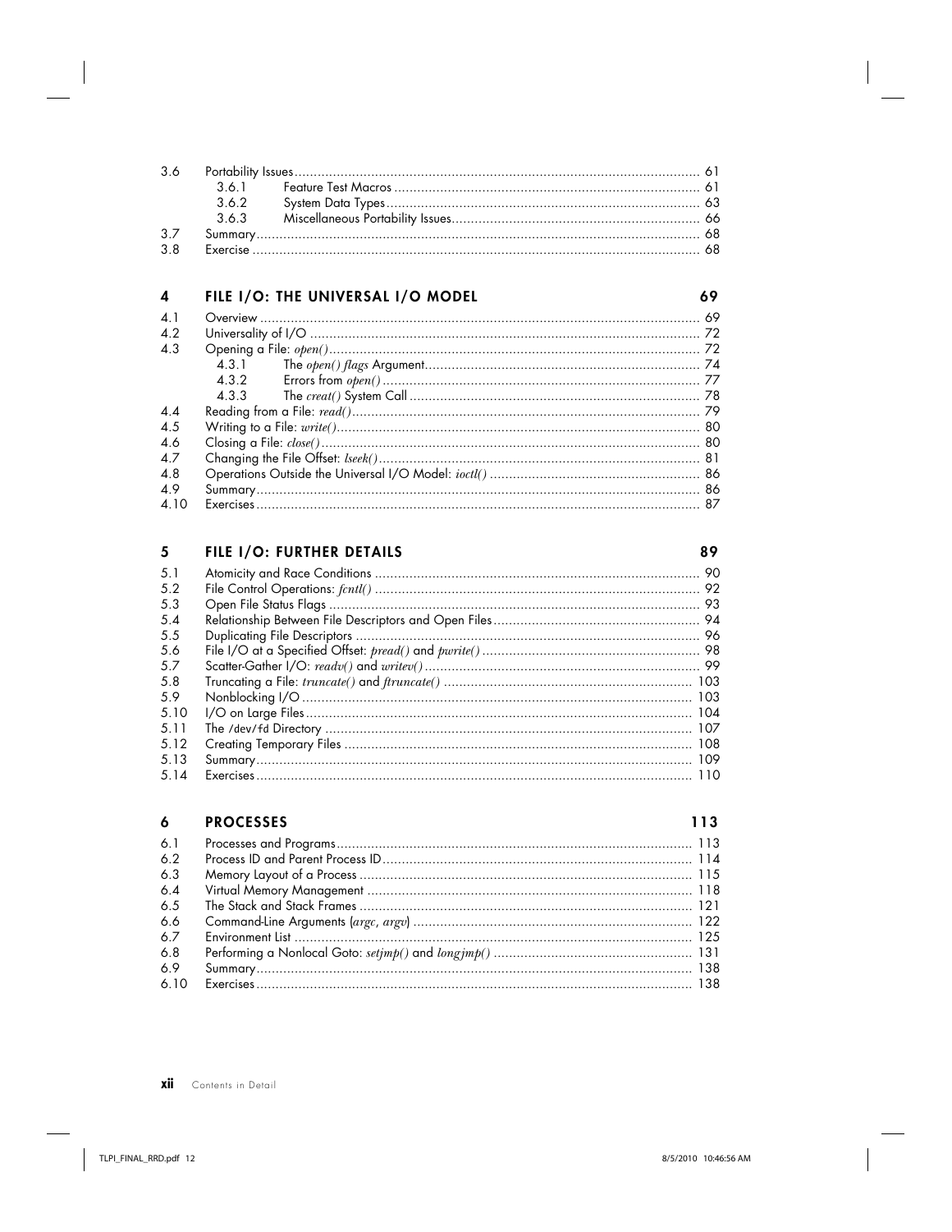3.6 Portability Issues ..... 61
  3.6.1 Feature Test Macros ..... 61
  3.6.2 System Data Types ..... 63
  3.6.3 Miscellaneous Portability Issues ..... 66
3.7 Summary ..... 68
3.8 Exercise ..... 68

## 4 FILE I/O: THE UNIVERSAL I/O MODEL 69

4.1 Overview ..... 69
4.2 Universality of I/O ..... 72
4.3 Opening a File: *open()* ..... 72
  4.3.1 The *open() flags* Argument ..... 74
  4.3.2 Errors from *open()* ..... 77
  4.3.3 The *creat()* System Call ..... 78
4.4 Reading from a File: *read()* ..... 79
4.5 Writing to a File: *write()* ..... 80
4.6 Closing a File: *close()* ..... 80
4.7 Changing the File Offset: *lseek()* ..... 81
4.8 Operations Outside the Universal I/O Model: *ioctl()* ..... 86
4.9 Summary ..... 86
4.10 Exercises ..... 87

## 5 FILE I/O: FURTHER DETAILS 89

5.1 Atomicity and Race Conditions ..... 90
5.2 File Control Operations: *fcntl()* ..... 92
5.3 Open File Status Flags ..... 93
5.4 Relationship Between File Descriptors and Open Files ..... 94
5.5 Duplicating File Descriptors ..... 96
5.6 File I/O at a Specified Offset: *pread()* and *pwrite()* ..... 98
5.7 Scatter-Gather I/O: *readv()* and *writev()* ..... 99
5.8 Truncating a File: *truncate()* and *ftruncate()* ..... 103
5.9 Nonblocking I/O ..... 103
5.10 I/O on Large Files ..... 104
5.11 The `/dev/fd` Directory ..... 107
5.12 Creating Temporary Files ..... 108
5.13 Summary ..... 109
5.14 Exercises ..... 110

## 6 PROCESSES 113

6.1 Processes and Programs ..... 113
6.2 Process ID and Parent Process ID ..... 114
6.3 Memory Layout of a Process ..... 115
6.4 Virtual Memory Management ..... 118
6.5 The Stack and Stack Frames ..... 121
6.6 Command-Line Arguments (*argc*, *argv*) ..... 122
6.7 Environment List ..... 125
6.8 Performing a Nonlocal Goto: *setjmp()* and *longjmp()* ..... 131
6.9 Summary ..... 138
6.10 Exercises ..... 138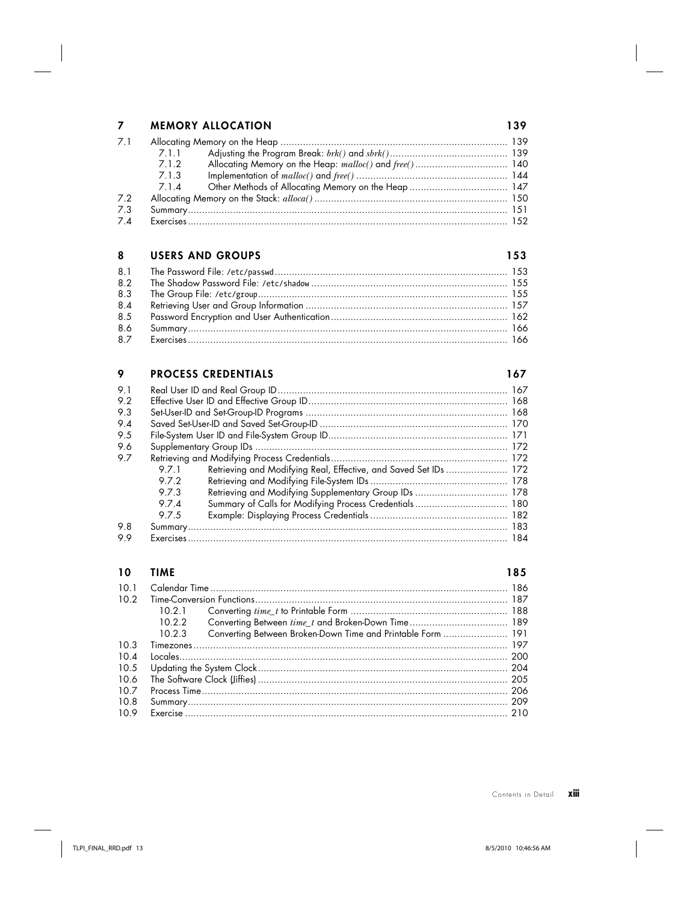## 7 MEMORY ALLOCATION 139

7.1 Allocating Memory on the Heap ................................................................................ 139
  7.1.1 Adjusting the Program Break: *brk()* and *sbrk()* .......................................... 139
  7.1.2 Allocating Memory on the Heap: *malloc()* and *free()* ................................ 140
  7.1.3 Implementation of *malloc()* and *free()* ..................................................... 144
  7.1.4 Other Methods of Allocating Memory on the Heap .................................. 147
7.2 Allocating Memory on the Stack: *alloca()* ..................................................................... 150
7.3 Summary ................................................................................................................ 151
7.4 Exercises ................................................................................................................ 152

## 8 USERS AND GROUPS 153

8.1 The Password File: `/etc/passwd` ................................................................................. 153
8.2 The Shadow Password File: `/etc/shadow` ..................................................................... 155
8.3 The Group File: `/etc/group` ......................................................................................... 155
8.4 Retrieving User and Group Information ....................................................................... 157
8.5 Password Encryption and User Authentication .............................................................. 162
8.6 Summary ................................................................................................................ 166
8.7 Exercises ................................................................................................................ 166

## 9 PROCESS CREDENTIALS 167

9.1 Real User ID and Real Group ID ................................................................................. 167
9.2 Effective User ID and Effective Group ID ...................................................................... 168
9.3 Set-User-ID and Set-Group-ID Programs ....................................................................... 168
9.4 Saved Set-User-ID and Saved Set-Group-ID .................................................................. 170
9.5 File-System User ID and File-System Group ID ............................................................... 171
9.6 Supplementary Group IDs ......................................................................................... 172
9.7 Retrieving and Modifying Process Credentials .............................................................. 172
  9.7.1 Retrieving and Modifying Real, Effective, and Saved Set IDs ...................... 172
  9.7.2 Retrieving and Modifying File-System IDs ................................................ 178
  9.7.3 Retrieving and Modifying Supplementary Group IDs ................................. 178
  9.7.4 Summary of Calls for Modifying Process Credentials ................................. 180
  9.7.5 Example: Displaying Process Credentials ................................................. 182
9.8 Summary ................................................................................................................ 183
9.9 Exercises ................................................................................................................ 184

## 10 TIME 185

10.1 Calendar Time ......................................................................................................... 186
10.2 Time-Conversion Functions ........................................................................................ 187
  10.2.1 Converting *time_t* to Printable Form ........................................................ 188
  10.2.2 Converting Between *time_t* and Broken-Down Time .................................. 189
  10.2.3 Converting Between Broken-Down Time and Printable Form ....................... 191
10.3 Timezones ............................................................................................................... 197
10.4 Locales ................................................................................................................... 200
10.5 Updating the System Clock ........................................................................................ 204
10.6 The Software Clock (Jiffies) ........................................................................................ 205
10.7 Process Time ........................................................................................................... 206
10.8 Summary ................................................................................................................ 209
10.9 Exercise ................................................................................................................. 210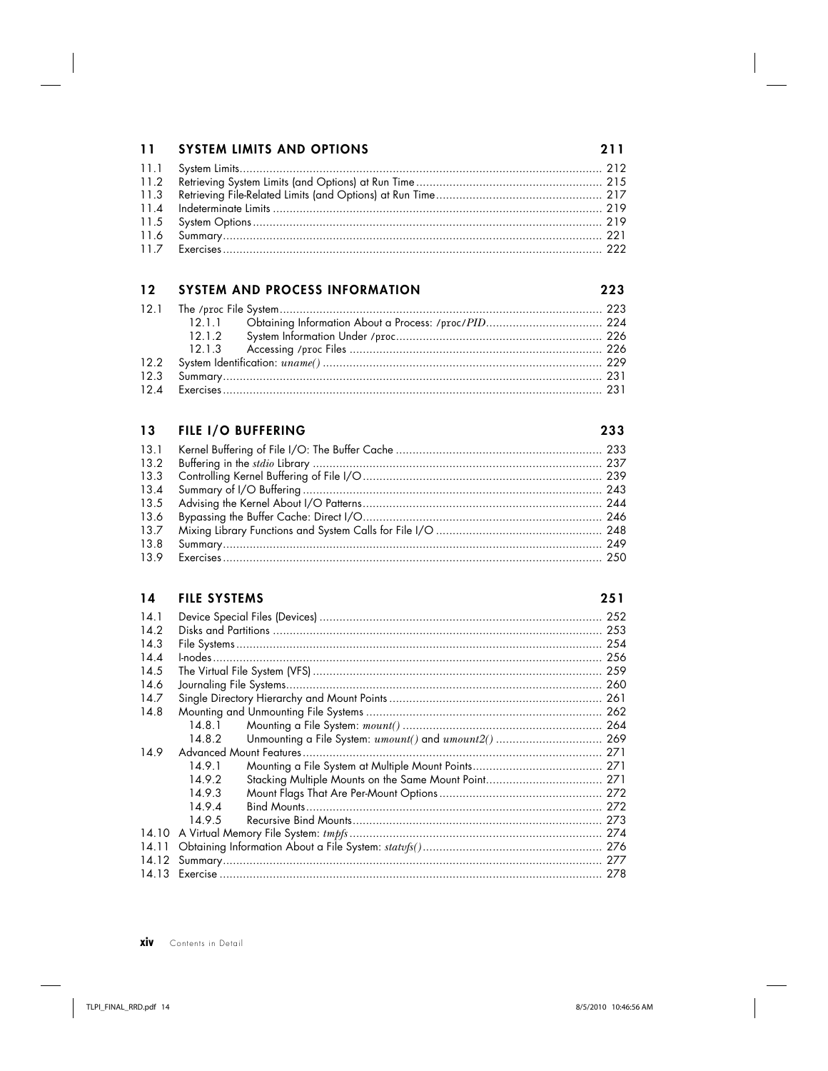## 11 SYSTEM LIMITS AND OPTIONS 211

11.1 System Limits ... 212
11.2 Retrieving System Limits (and Options) at Run Time ... 215
11.3 Retrieving File-Related Limits (and Options) at Run Time ... 217
11.4 Indeterminate Limits ... 219
11.5 System Options ... 219
11.6 Summary ... 221
11.7 Exercises ... 222

## 12 SYSTEM AND PROCESS INFORMATION 223

12.1 The `/proc` File System ... 223
  12.1.1 Obtaining Information About a Process: `/proc/`*PID* ... 224
  12.1.2 System Information Under `/proc` ... 226
  12.1.3 Accessing `/proc` Files ... 226
12.2 System Identification: *uname()* ... 229
12.3 Summary ... 231
12.4 Exercises ... 231

## 13 FILE I/O BUFFERING 233

13.1 Kernel Buffering of File I/O: The Buffer Cache ... 233
13.2 Buffering in the *stdio* Library ... 237
13.3 Controlling Kernel Buffering of File I/O ... 239
13.4 Summary of I/O Buffering ... 243
13.5 Advising the Kernel About I/O Patterns ... 244
13.6 Bypassing the Buffer Cache: Direct I/O ... 246
13.7 Mixing Library Functions and System Calls for File I/O ... 248
13.8 Summary ... 249
13.9 Exercises ... 250

## 14 FILE SYSTEMS 251

14.1 Device Special Files (Devices) ... 252
14.2 Disks and Partitions ... 253
14.3 File Systems ... 254
14.4 I-nodes ... 256
14.5 The Virtual File System (VFS) ... 259
14.6 Journaling File Systems ... 260
14.7 Single Directory Hierarchy and Mount Points ... 261
14.8 Mounting and Unmounting File Systems ... 262
  14.8.1 Mounting a File System: *mount()* ... 264
  14.8.2 Unmounting a File System: *umount()* and *umount2()* ... 269
14.9 Advanced Mount Features ... 271
  14.9.1 Mounting a File System at Multiple Mount Points ... 271
  14.9.2 Stacking Multiple Mounts on the Same Mount Point ... 271
  14.9.3 Mount Flags That Are Per-Mount Options ... 272
  14.9.4 Bind Mounts ... 272
  14.9.5 Recursive Bind Mounts ... 273
14.10 A Virtual Memory File System: *tmpfs* ... 274
14.11 Obtaining Information About a File System: *statvfs()* ... 276
14.12 Summary ... 277
14.13 Exercise ... 278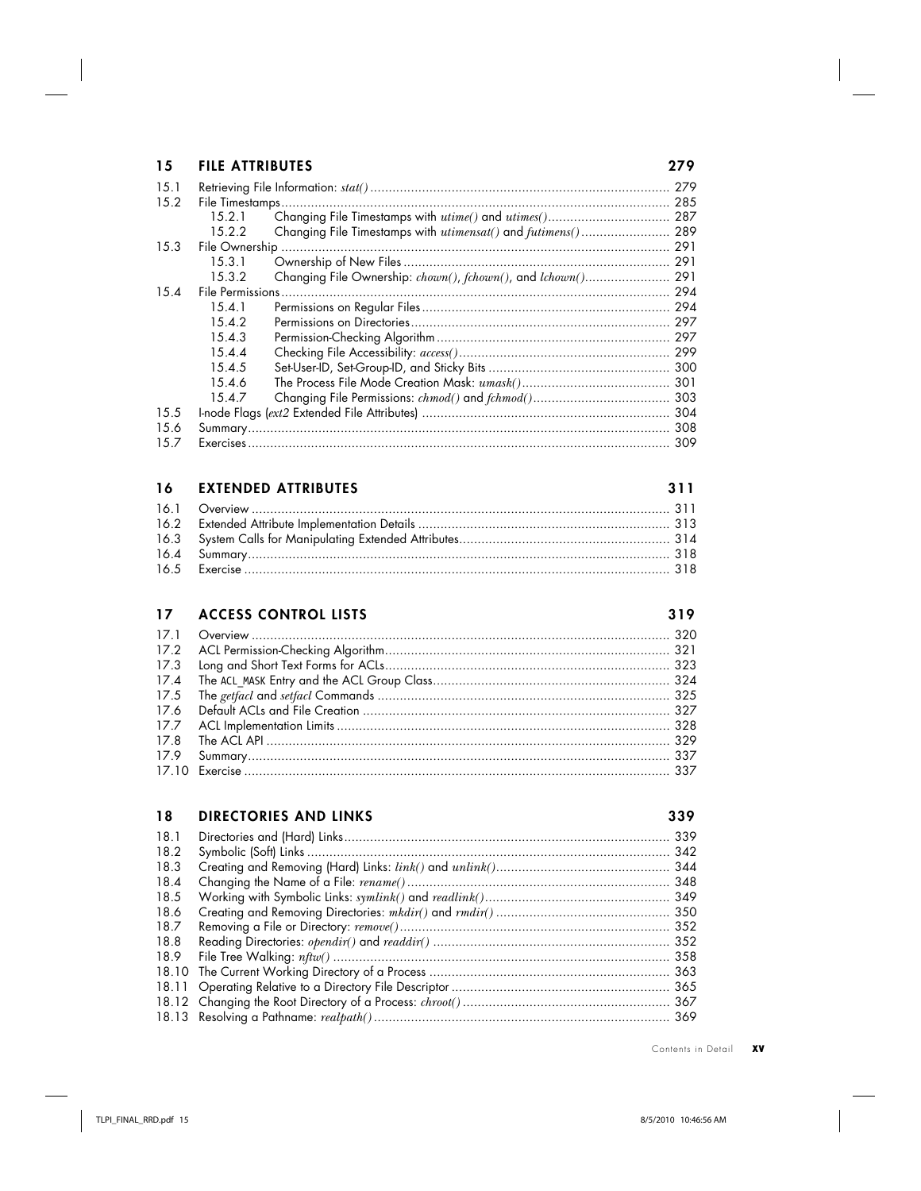## 15 FILE ATTRIBUTES 279

15.1 Retrieving File Information: *stat()* ... 279
15.2 File Timestamps ... 285
  15.2.1 Changing File Timestamps with *utime()* and *utimes()* ... 287
  15.2.2 Changing File Timestamps with *utimensat()* and *futimens()* ... 289
15.3 File Ownership ... 291
  15.3.1 Ownership of New Files ... 291
  15.3.2 Changing File Ownership: *chown()*, *fchown()*, and *lchown()* ... 291
15.4 File Permissions ... 294
  15.4.1 Permissions on Regular Files ... 294
  15.4.2 Permissions on Directories ... 297
  15.4.3 Permission-Checking Algorithm ... 297
  15.4.4 Checking File Accessibility: *access()* ... 299
  15.4.5 Set-User-ID, Set-Group-ID, and Sticky Bits ... 300
  15.4.6 The Process File Mode Creation Mask: *umask()* ... 301
  15.4.7 Changing File Permissions: *chmod()* and *fchmod()* ... 303
15.5 I-node Flags (*ext2* Extended File Attributes) ... 304
15.6 Summary ... 308
15.7 Exercises ... 309

## 16 EXTENDED ATTRIBUTES 311

16.1 Overview ... 311
16.2 Extended Attribute Implementation Details ... 313
16.3 System Calls for Manipulating Extended Attributes ... 314
16.4 Summary ... 318
16.5 Exercise ... 318

## 17 ACCESS CONTROL LISTS 319

17.1 Overview ... 320
17.2 ACL Permission-Checking Algorithm ... 321
17.3 Long and Short Text Forms for ACLs ... 323
17.4 The ACL_MASK Entry and the ACL Group Class ... 324
17.5 The *getfacl* and *setfacl* Commands ... 325
17.6 Default ACLs and File Creation ... 327
17.7 ACL Implementation Limits ... 328
17.8 The ACL API ... 329
17.9 Summary ... 337
17.10 Exercise ... 337

## 18 DIRECTORIES AND LINKS 339

18.1 Directories and (Hard) Links ... 339
18.2 Symbolic (Soft) Links ... 342
18.3 Creating and Removing (Hard) Links: *link()* and *unlink()* ... 344
18.4 Changing the Name of a File: *rename()* ... 348
18.5 Working with Symbolic Links: *symlink()* and *readlink()* ... 349
18.6 Creating and Removing Directories: *mkdir()* and *rmdir()* ... 350
18.7 Removing a File or Directory: *remove()* ... 352
18.8 Reading Directories: *opendir()* and *readdir()* ... 352
18.9 File Tree Walking: *nftw()* ... 358
18.10 The Current Working Directory of a Process ... 363
18.11 Operating Relative to a Directory File Descriptor ... 365
18.12 Changing the Root Directory of a Process: *chroot()* ... 367
18.13 Resolving a Pathname: *realpath()* ... 369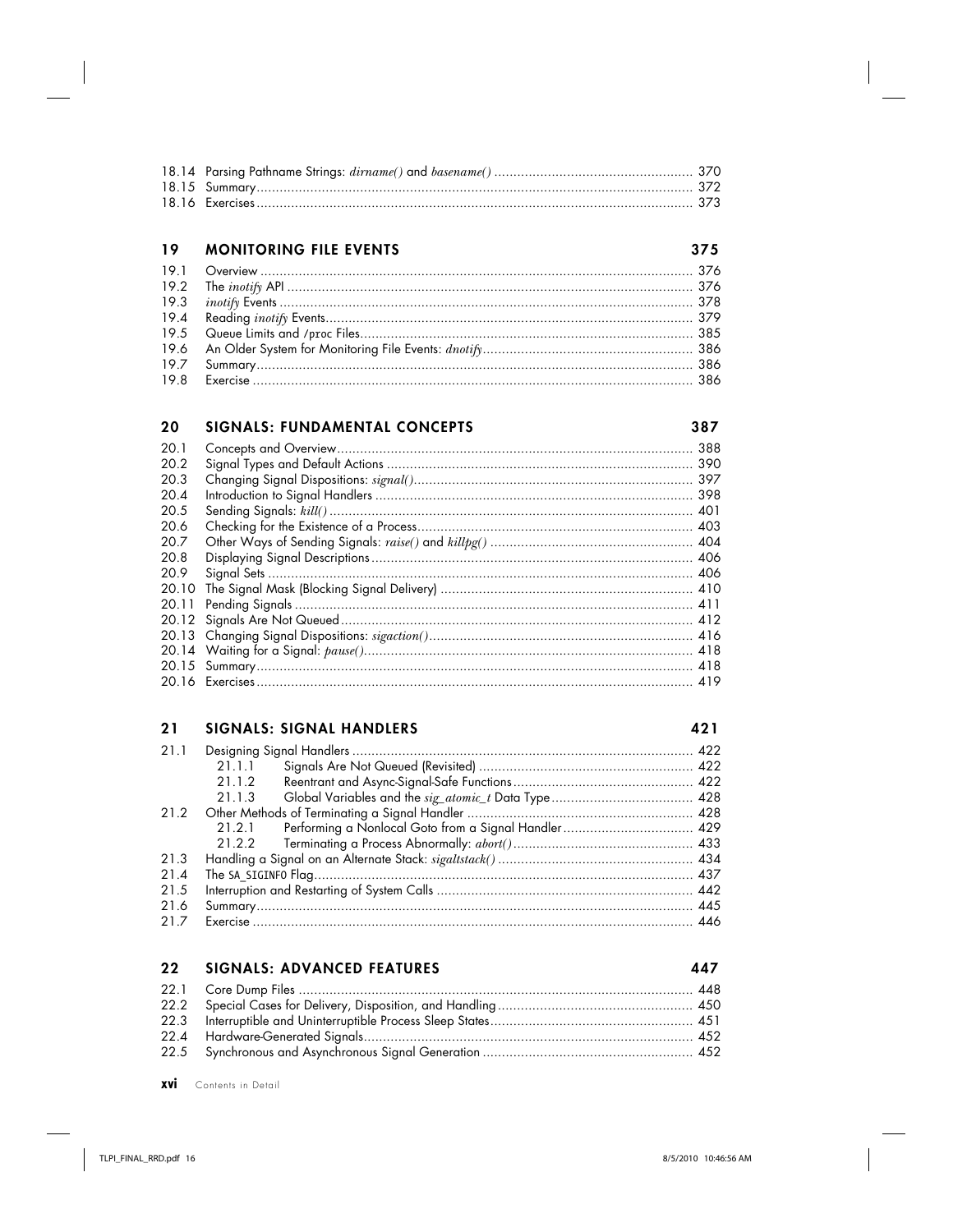18.14 Parsing Pathname Strings: *dirname()* and *basename()* .................................................... 370
18.15 Summary.................................................................................................................. 372
18.16 Exercises.................................................................................................................. 373

## 19 MONITORING FILE EVENTS 375

19.1 Overview ................................................................................................................. 376
19.2 The *inotify* API ......................................................................................................... 376
19.3 *inotify* Events ........................................................................................................... 378
19.4 Reading *inotify* Events................................................................................................ 379
19.5 Queue Limits and /proc Files....................................................................................... 385
19.6 An Older System for Monitoring File Events: *dnotify*....................................................... 386
19.7 Summary.................................................................................................................. 386
19.8 Exercise ................................................................................................................... 386

## 20 SIGNALS: FUNDAMENTAL CONCEPTS 387

20.1 Concepts and Overview............................................................................................. 388
20.2 Signal Types and Default Actions ................................................................................ 390
20.3 Changing Signal Dispositions: *signal()*......................................................................... 397
20.4 Introduction to Signal Handlers ................................................................................... 398
20.5 Sending Signals: *kill()* ............................................................................................... 401
20.6 Checking for the Existence of a Process........................................................................ 403
20.7 Other Ways of Sending Signals: *raise()* and *killpg()* ..................................................... 404
20.8 Displaying Signal Descriptions.................................................................................... 406
20.9 Signal Sets .............................................................................................................. 406
20.10 The Signal Mask (Blocking Signal Delivery) .................................................................. 410
20.11 Pending Signals ........................................................................................................ 411
20.12 Signals Are Not Queued............................................................................................ 412
20.13 Changing Signal Dispositions: *sigaction()*..................................................................... 416
20.14 Waiting for a Signal: *pause()*...................................................................................... 418
20.15 Summary................................................................................................................. 418
20.16 Exercises................................................................................................................. 419

## 21 SIGNALS: SIGNAL HANDLERS 421

21.1 Designing Signal Handlers ......................................................................................... 422
- 21.1.1 Signals Are Not Queued (Revisited) ......................................................... 422
- 21.1.2 Reentrant and Async-Signal-Safe Functions ............................................... 422
- 21.1.3 Global Variables and the *sig_atomic_t* Data Type ..................................... 428

21.2 Other Methods of Terminating a Signal Handler ........................................................... 428
- 21.2.1 Performing a Nonlocal Goto from a Signal Handler .................................. 429
- 21.2.2 Terminating a Process Abnormally: *abort()* ............................................... 433

21.3 Handling a Signal on an Alternate Stack: *sigaltstack()* ................................................... 434
21.4 The SA_SIGINFO Flag.................................................................................................. 437
21.5 Interruption and Restarting of System Calls ................................................................... 442
21.6 Summary.................................................................................................................. 445
21.7 Exercise .................................................................................................................. 446

## 22 SIGNALS: ADVANCED FEATURES 447

22.1 Core Dump Files ...................................................................................................... 448
22.2 Special Cases for Delivery, Disposition, and Handling................................................... 450
22.3 Interruptible and Uninterruptible Process Sleep States..................................................... 451
22.4 Hardware-Generated Signals...................................................................................... 452
22.5 Synchronous and Asynchronous Signal Generation ....................................................... 452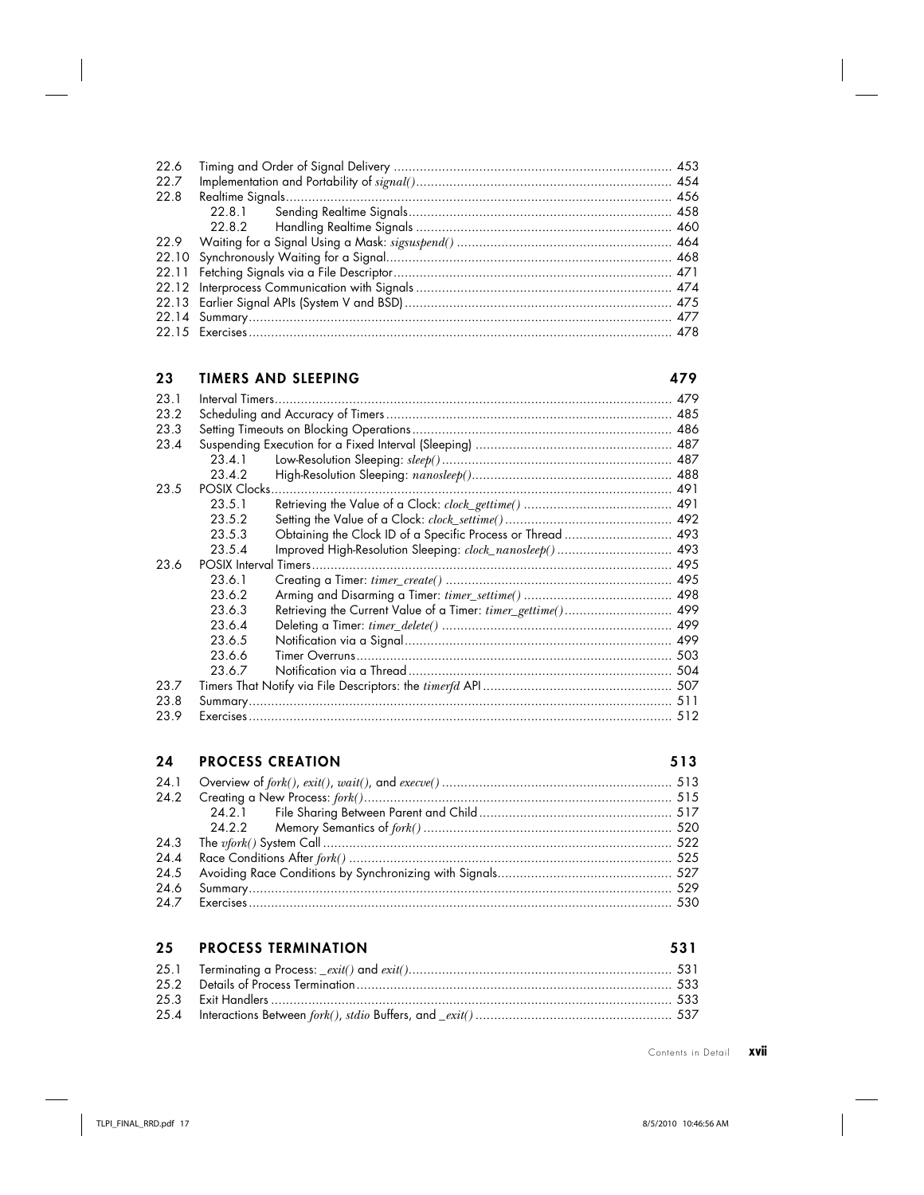| | | |
|---|---|---|
| 22.6 | Timing and Order of Signal Delivery | 453 |
| 22.7 | Implementation and Portability of *signal()* | 454 |
| 22.8 | Realtime Signals | 456 |
| | 22.8.1 Sending Realtime Signals | 458 |
| | 22.8.2 Handling Realtime Signals | 460 |
| 22.9 | Waiting for a Signal Using a Mask: *sigsuspend()* | 464 |
| 22.10 | Synchronously Waiting for a Signal | 468 |
| 22.11 | Fetching Signals via a File Descriptor | 471 |
| 22.12 | Interprocess Communication with Signals | 474 |
| 22.13 | Earlier Signal APIs (System V and BSD) | 475 |
| 22.14 | Summary | 477 |
| 22.15 | Exercises | 478 |

## 23 TIMERS AND SLEEPING 479

| | | |
|---|---|---|
| 23.1 | Interval Timers | 479 |
| 23.2 | Scheduling and Accuracy of Timers | 485 |
| 23.3 | Setting Timeouts on Blocking Operations | 486 |
| 23.4 | Suspending Execution for a Fixed Interval (Sleeping) | 487 |
| | 23.4.1 Low-Resolution Sleeping: *sleep()* | 487 |
| | 23.4.2 High-Resolution Sleeping: *nanosleep()* | 488 |
| 23.5 | POSIX Clocks | 491 |
| | 23.5.1 Retrieving the Value of a Clock: *clock_gettime()* | 491 |
| | 23.5.2 Setting the Value of a Clock: *clock_settime()* | 492 |
| | 23.5.3 Obtaining the Clock ID of a Specific Process or Thread | 493 |
| | 23.5.4 Improved High-Resolution Sleeping: *clock_nanosleep()* | 493 |
| 23.6 | POSIX Interval Timers | 495 |
| | 23.6.1 Creating a Timer: *timer_create()* | 495 |
| | 23.6.2 Arming and Disarming a Timer: *timer_settime()* | 498 |
| | 23.6.3 Retrieving the Current Value of a Timer: *timer_gettime()* | 499 |
| | 23.6.4 Deleting a Timer: *timer_delete()* | 499 |
| | 23.6.5 Notification via a Signal | 499 |
| | 23.6.6 Timer Overruns | 503 |
| | 23.6.7 Notification via a Thread | 504 |
| 23.7 | Timers That Notify via File Descriptors: the *timerfd* API | 507 |
| 23.8 | Summary | 511 |
| 23.9 | Exercises | 512 |

## 24 PROCESS CREATION 513

| | | |
|---|---|---|
| 24.1 | Overview of *fork()*, *exit()*, *wait()*, and *execve()* | 513 |
| 24.2 | Creating a New Process: *fork()* | 515 |
| | 24.2.1 File Sharing Between Parent and Child | 517 |
| | 24.2.2 Memory Semantics of *fork()* | 520 |
| 24.3 | The *vfork()* System Call | 522 |
| 24.4 | Race Conditions After *fork()* | 525 |
| 24.5 | Avoiding Race Conditions by Synchronizing with Signals | 527 |
| 24.6 | Summary | 529 |
| 24.7 | Exercises | 530 |

## 25 PROCESS TERMINATION 531

| | | |
|---|---|---|
| 25.1 | Terminating a Process: *_exit()* and *exit()* | 531 |
| 25.2 | Details of Process Termination | 533 |
| 25.3 | Exit Handlers | 533 |
| 25.4 | Interactions Between *fork()*, *stdio* Buffers, and *_exit()* | 537 |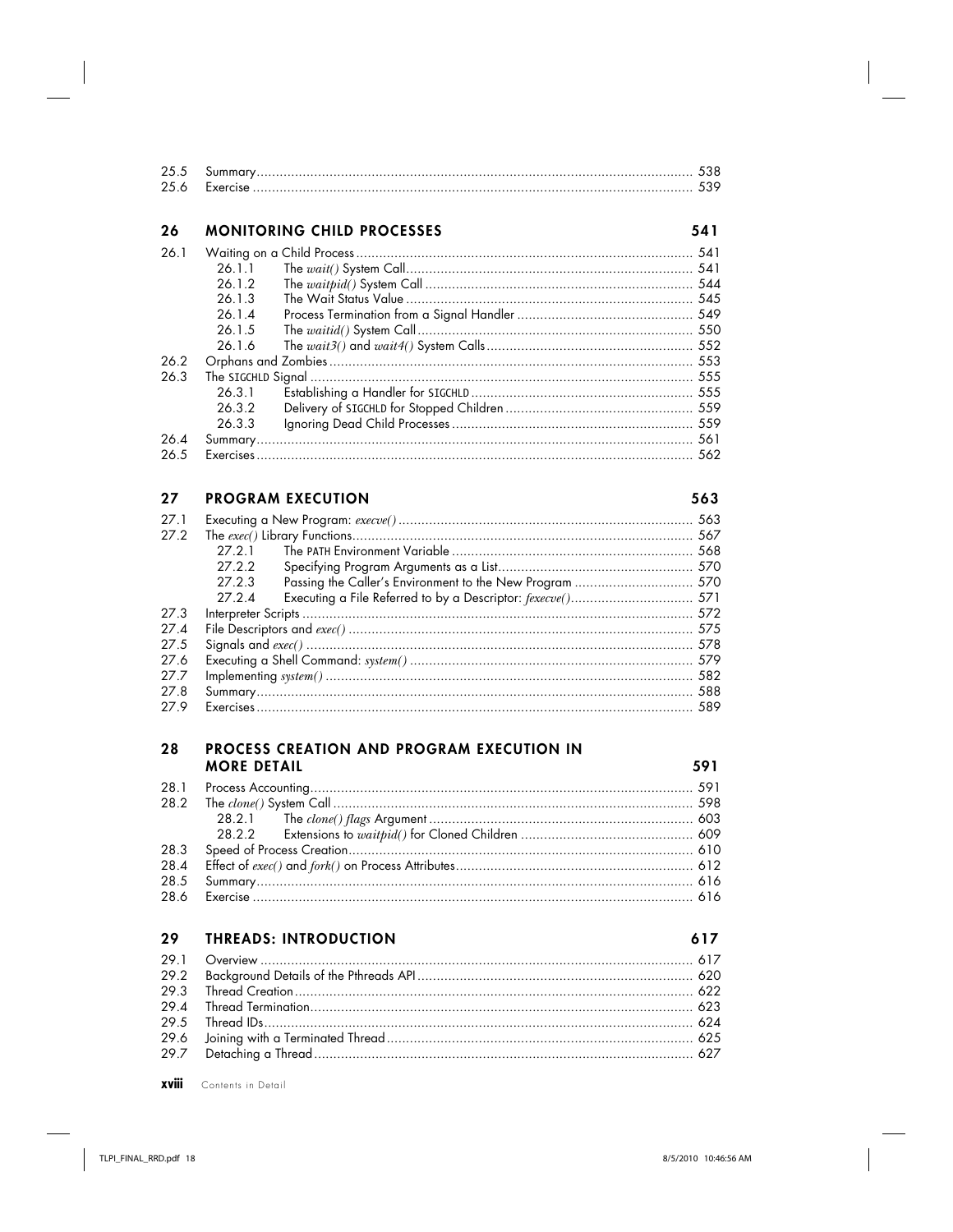| | | |
|---|---|---|
| 25.5 | Summary | 538 |
| 25.6 | Exercise | 539 |

## 26 MONITORING CHILD PROCESSES — 541

| | | |
|---|---|---|
| 26.1 | Waiting on a Child Process | 541 |
| 26.1.1 | The *wait()* System Call | 541 |
| 26.1.2 | The *waitpid()* System Call | 544 |
| 26.1.3 | The Wait Status Value | 545 |
| 26.1.4 | Process Termination from a Signal Handler | 549 |
| 26.1.5 | The *waitid()* System Call | 550 |
| 26.1.6 | The *wait3()* and *wait4()* System Calls | 552 |
| 26.2 | Orphans and Zombies | 553 |
| 26.3 | The SIGCHLD Signal | 555 |
| 26.3.1 | Establishing a Handler for SIGCHLD | 555 |
| 26.3.2 | Delivery of SIGCHLD for Stopped Children | 559 |
| 26.3.3 | Ignoring Dead Child Processes | 559 |
| 26.4 | Summary | 561 |
| 26.5 | Exercises | 562 |

## 27 PROGRAM EXECUTION — 563

| | | |
|---|---|---|
| 27.1 | Executing a New Program: *execve()* | 563 |
| 27.2 | The *exec()* Library Functions | 567 |
| 27.2.1 | The PATH Environment Variable | 568 |
| 27.2.2 | Specifying Program Arguments as a List | 570 |
| 27.2.3 | Passing the Caller's Environment to the New Program | 570 |
| 27.2.4 | Executing a File Referred to by a Descriptor: *fexecve()* | 571 |
| 27.3 | Interpreter Scripts | 572 |
| 27.4 | File Descriptors and *exec()* | 575 |
| 27.5 | Signals and *exec()* | 578 |
| 27.6 | Executing a Shell Command: *system()* | 579 |
| 27.7 | Implementing *system()* | 582 |
| 27.8 | Summary | 588 |
| 27.9 | Exercises | 589 |

## 28 PROCESS CREATION AND PROGRAM EXECUTION IN MORE DETAIL — 591

| | | |
|---|---|---|
| 28.1 | Process Accounting | 591 |
| 28.2 | The *clone()* System Call | 598 |
| 28.2.1 | The *clone() flags* Argument | 603 |
| 28.2.2 | Extensions to *waitpid()* for Cloned Children | 609 |
| 28.3 | Speed of Process Creation | 610 |
| 28.4 | Effect of *exec()* and *fork()* on Process Attributes | 612 |
| 28.5 | Summary | 616 |
| 28.6 | Exercise | 616 |

## 29 THREADS: INTRODUCTION — 617

| | | |
|---|---|---|
| 29.1 | Overview | 617 |
| 29.2 | Background Details of the Pthreads API | 620 |
| 29.3 | Thread Creation | 622 |
| 29.4 | Thread Termination | 623 |
| 29.5 | Thread IDs | 624 |
| 29.6 | Joining with a Terminated Thread | 625 |
| 29.7 | Detaching a Thread | 627 |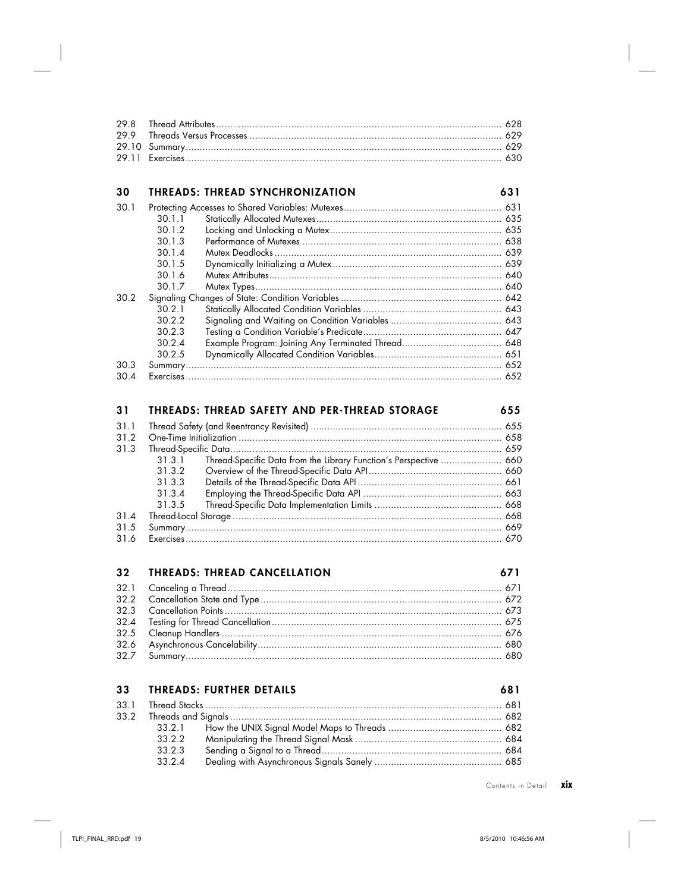29.8 Thread Attributes ... 628
29.9 Threads Versus Processes ... 629
29.10 Summary ... 629
29.11 Exercises ... 630

## 30 THREADS: THREAD SYNCHRONIZATION 631

30.1 Protecting Accesses to Shared Variables: Mutexes ... 631
- 30.1.1 Statically Allocated Mutexes ... 635
- 30.1.2 Locking and Unlocking a Mutex ... 635
- 30.1.3 Performance of Mutexes ... 638
- 30.1.4 Mutex Deadlocks ... 639
- 30.1.5 Dynamically Initializing a Mutex ... 639
- 30.1.6 Mutex Attributes ... 640
- 30.1.7 Mutex Types ... 640

30.2 Signaling Changes of State: Condition Variables ... 642
- 30.2.1 Statically Allocated Condition Variables ... 643
- 30.2.2 Signaling and Waiting on Condition Variables ... 643
- 30.2.3 Testing a Condition Variable's Predicate ... 647
- 30.2.4 Example Program: Joining Any Terminated Thread ... 648
- 30.2.5 Dynamically Allocated Condition Variables ... 651

30.3 Summary ... 652
30.4 Exercises ... 652

## 31 THREADS: THREAD SAFETY AND PER-THREAD STORAGE 655

31.1 Thread Safety (and Reentrancy Revisited) ... 655
31.2 One-Time Initialization ... 658
31.3 Thread-Specific Data ... 659
- 31.3.1 Thread-Specific Data from the Library Function's Perspective ... 660
- 31.3.2 Overview of the Thread-Specific Data API ... 660
- 31.3.3 Details of the Thread-Specific Data API ... 661
- 31.3.4 Employing the Thread-Specific Data API ... 663
- 31.3.5 Thread-Specific Data Implementation Limits ... 668

31.4 Thread-Local Storage ... 668
31.5 Summary ... 669
31.6 Exercises ... 670

## 32 THREADS: THREAD CANCELLATION 671

32.1 Canceling a Thread ... 671
32.2 Cancellation State and Type ... 672
32.3 Cancellation Points ... 673
32.4 Testing for Thread Cancellation ... 675
32.5 Cleanup Handlers ... 676
32.6 Asynchronous Cancelability ... 680
32.7 Summary ... 680

## 33 THREADS: FURTHER DETAILS 681

33.1 Thread Stacks ... 681
33.2 Threads and Signals ... 682
- 33.2.1 How the UNIX Signal Model Maps to Threads ... 682
- 33.2.2 Manipulating the Thread Signal Mask ... 684
- 33.2.3 Sending a Signal to a Thread ... 684
- 33.2.4 Dealing with Asynchronous Signals Sanely ... 685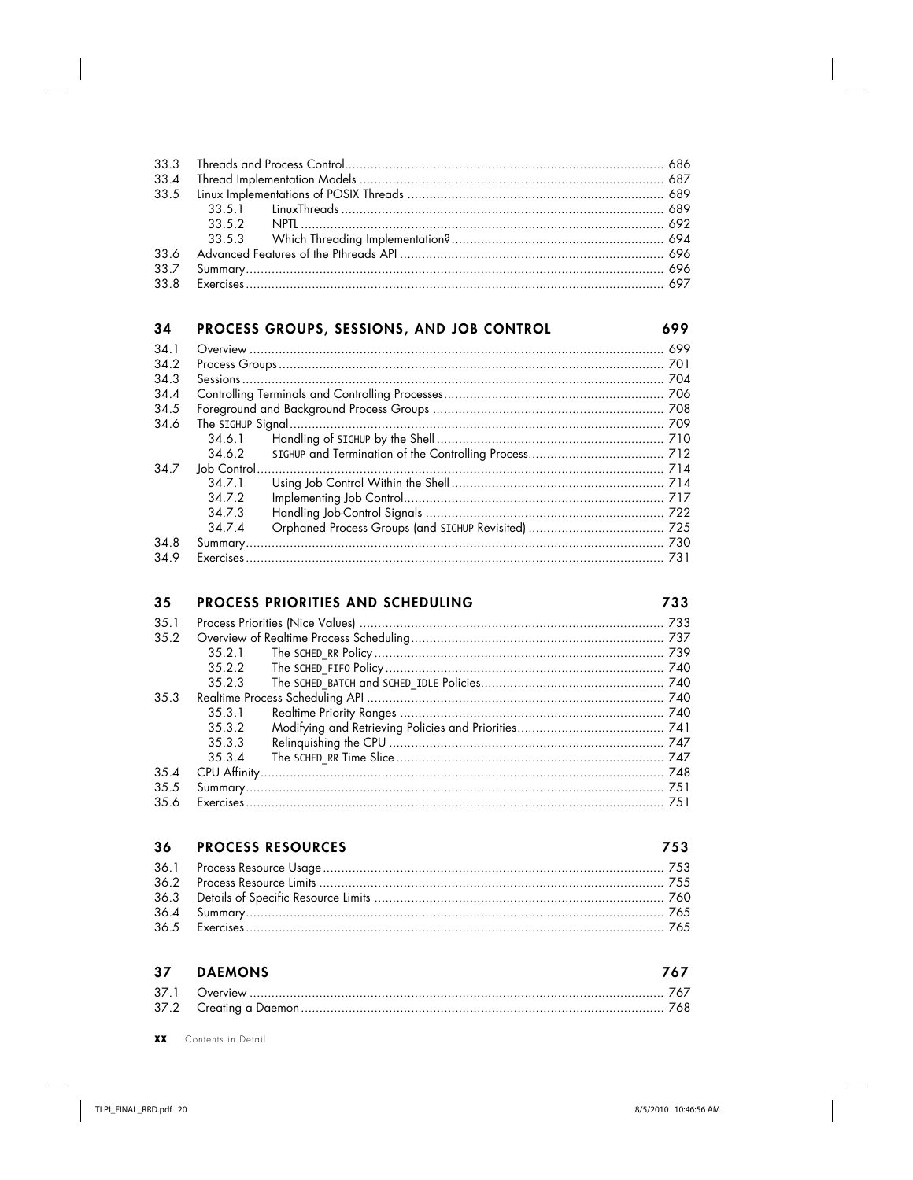| | | |
|---|---|---|
| 33.3 | Threads and Process Control | 686 |
| 33.4 | Thread Implementation Models | 687 |
| 33.5 | Linux Implementations of POSIX Threads | 689 |
| | 33.5.1 LinuxThreads | 689 |
| | 33.5.2 NPTL | 692 |
| | 33.5.3 Which Threading Implementation? | 694 |
| 33.6 | Advanced Features of the Pthreads API | 696 |
| 33.7 | Summary | 696 |
| 33.8 | Exercises | 697 |

## 34 PROCESS GROUPS, SESSIONS, AND JOB CONTROL 699

| | | |
|---|---|---|
| 34.1 | Overview | 699 |
| 34.2 | Process Groups | 701 |
| 34.3 | Sessions | 704 |
| 34.4 | Controlling Terminals and Controlling Processes | 706 |
| 34.5 | Foreground and Background Process Groups | 708 |
| 34.6 | The SIGHUP Signal | 709 |
| | 34.6.1 Handling of SIGHUP by the Shell | 710 |
| | 34.6.2 SIGHUP and Termination of the Controlling Process | 712 |
| 34.7 | Job Control | 714 |
| | 34.7.1 Using Job Control Within the Shell | 714 |
| | 34.7.2 Implementing Job Control | 717 |
| | 34.7.3 Handling Job-Control Signals | 722 |
| | 34.7.4 Orphaned Process Groups (and SIGHUP Revisited) | 725 |
| 34.8 | Summary | 730 |
| 34.9 | Exercises | 731 |

## 35 PROCESS PRIORITIES AND SCHEDULING 733

| | | |
|---|---|---|
| 35.1 | Process Priorities (Nice Values) | 733 |
| 35.2 | Overview of Realtime Process Scheduling | 737 |
| | 35.2.1 The SCHED_RR Policy | 739 |
| | 35.2.2 The SCHED_FIFO Policy | 740 |
| | 35.2.3 The SCHED_BATCH and SCHED_IDLE Policies | 740 |
| 35.3 | Realtime Process Scheduling API | 740 |
| | 35.3.1 Realtime Priority Ranges | 740 |
| | 35.3.2 Modifying and Retrieving Policies and Priorities | 741 |
| | 35.3.3 Relinquishing the CPU | 747 |
| | 35.3.4 The SCHED_RR Time Slice | 747 |
| 35.4 | CPU Affinity | 748 |
| 35.5 | Summary | 751 |
| 35.6 | Exercises | 751 |

## 36 PROCESS RESOURCES 753

| | | |
|---|---|---|
| 36.1 | Process Resource Usage | 753 |
| 36.2 | Process Resource Limits | 755 |
| 36.3 | Details of Specific Resource Limits | 760 |
| 36.4 | Summary | 765 |
| 36.5 | Exercises | 765 |

## 37 DAEMONS 767

| | | |
|---|---|---|
| 37.1 | Overview | 767 |
| 37.2 | Creating a Daemon | 768 |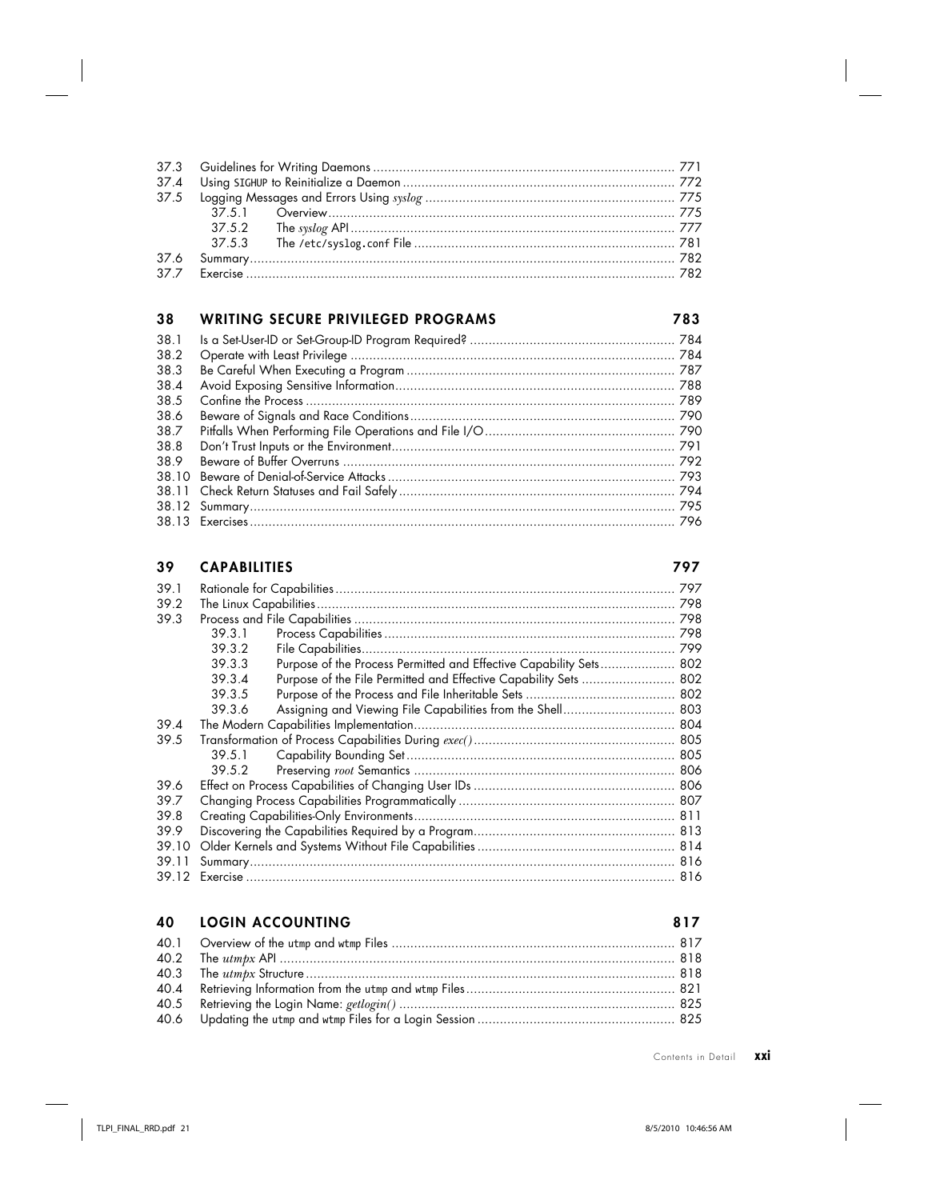37.3 Guidelines for Writing Daemons ................................................................................ 771
37.4 Using SIGHUP to Reinitialize a Daemon ........................................................................ 772
37.5 Logging Messages and Errors Using *syslog* ................................................................... 775
  37.5.1 Overview ............................................................................................ 775
  37.5.2 The *syslog* API ...................................................................................... 777
  37.5.3 The /etc/syslog.conf File ..................................................................... 781
37.6 Summary ................................................................................................................ 782
37.7 Exercise ................................................................................................................. 782

## 38 WRITING SECURE PRIVILEGED PROGRAMS 783

38.1 Is a Set-User-ID or Set-Group-ID Program Required? ...................................................... 784
38.2 Operate with Least Privilege ...................................................................................... 784
38.3 Be Careful When Executing a Program ....................................................................... 787
38.4 Avoid Exposing Sensitive Information .......................................................................... 788
38.5 Confine the Process .................................................................................................. 789
38.6 Beware of Signals and Race Conditions ...................................................................... 790
38.7 Pitfalls When Performing File Operations and File I/O .................................................. 790
38.8 Don't Trust Inputs or the Environment ........................................................................... 791
38.9 Beware of Buffer Overruns ........................................................................................ 792
38.10 Beware of Denial-of-Service Attacks ............................................................................ 793
38.11 Check Return Statuses and Fail Safely ......................................................................... 794
38.12 Summary ................................................................................................................ 795
38.13 Exercises ................................................................................................................. 796

## 39 CAPABILITIES 797

39.1 Rationale for Capabilities ........................................................................................... 797
39.2 The Linux Capabilities ............................................................................................... 798
39.3 Process and File Capabilities ..................................................................................... 798
  39.3.1 Process Capabilities ............................................................................. 798
  39.3.2 File Capabilities .................................................................................... 799
  39.3.3 Purpose of the Process Permitted and Effective Capability Sets .................... 802
  39.3.4 Purpose of the File Permitted and Effective Capability Sets ......................... 802
  39.3.5 Purpose of the Process and File Inheritable Sets ........................................ 802
  39.3.6 Assigning and Viewing File Capabilities from the Shell ............................. 803
39.4 The Modern Capabilities Implementation ..................................................................... 804
39.5 Transformation of Process Capabilities During *exec()* ..................................................... 805
  39.5.1 Capability Bounding Set ........................................................................ 805
  39.5.2 Preserving *root* Semantics ..................................................................... 806
39.6 Effect on Process Capabilities of Changing User IDs ..................................................... 806
39.7 Changing Process Capabilities Programmatically .......................................................... 807
39.8 Creating Capabilities-Only Environments ..................................................................... 811
39.9 Discovering the Capabilities Required by a Program ..................................................... 813
39.10 Older Kernels and Systems Without File Capabilities ..................................................... 814
39.11 Summary ................................................................................................................ 816
39.12 Exercise ................................................................................................................. 816

## 40 LOGIN ACCOUNTING 817

40.1 Overview of the utmp and wtmp Files ........................................................................... 817
40.2 The *utmpx* API ........................................................................................................ 818
40.3 The *utmpx* Structure ................................................................................................. 818
40.4 Retrieving Information from the utmp and wtmp Files ....................................................... 821
40.5 Retrieving the Login Name: *getlogin()* .......................................................................... 825
40.6 Updating the utmp and wtmp Files for a Login Session .................................................... 825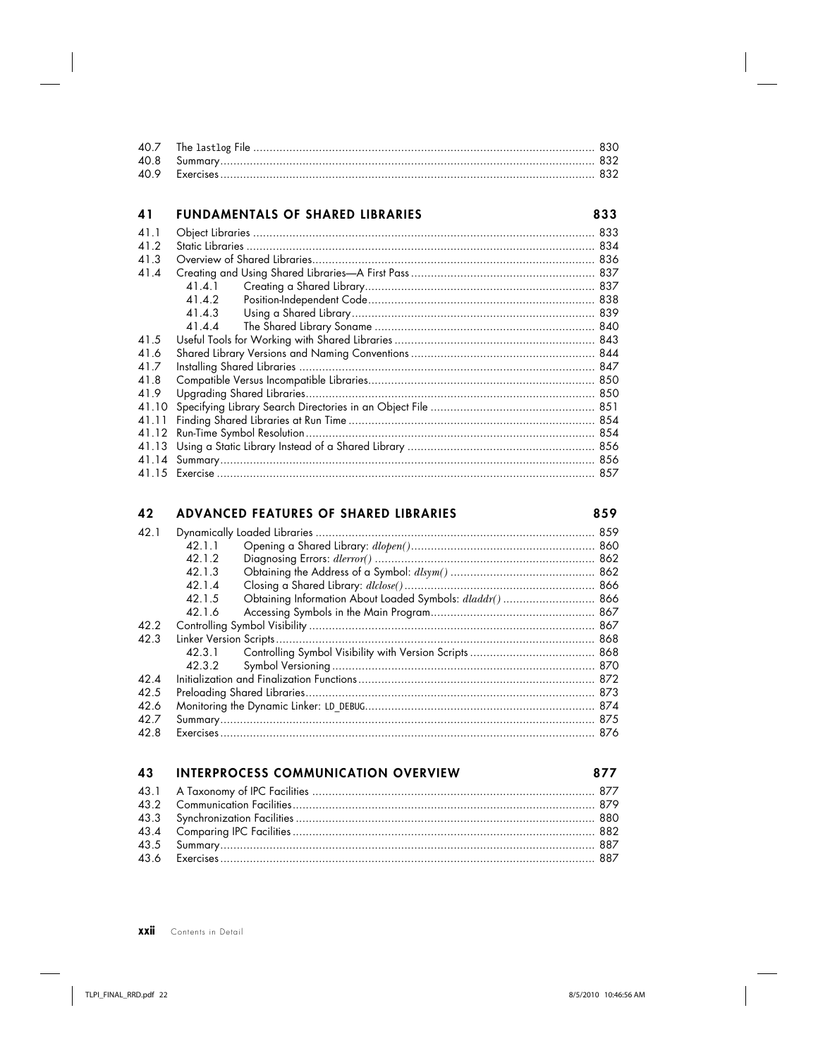40.7 The `lastlog` File ........................................................................................................ 830
40.8 Summary ........................................................................................................ 832
40.9 Exercises ........................................................................................................ 832

## 41 FUNDAMENTALS OF SHARED LIBRARIES 833

41.1 Object Libraries ........................................................................................................ 833
41.2 Static Libraries ........................................................................................................ 834
41.3 Overview of Shared Libraries ........................................................................................................ 836
41.4 Creating and Using Shared Libraries—A First Pass ........................................................................................................ 837
- 41.4.1 Creating a Shared Library ........................................................................................................ 837
- 41.4.2 Position-Independent Code ........................................................................................................ 838
- 41.4.3 Using a Shared Library ........................................................................................................ 839
- 41.4.4 The Shared Library Soname ........................................................................................................ 840

41.5 Useful Tools for Working with Shared Libraries ........................................................................................................ 843
41.6 Shared Library Versions and Naming Conventions ........................................................................................................ 844
41.7 Installing Shared Libraries ........................................................................................................ 847
41.8 Compatible Versus Incompatible Libraries ........................................................................................................ 850
41.9 Upgrading Shared Libraries ........................................................................................................ 850
41.10 Specifying Library Search Directories in an Object File ........................................................................................................ 851
41.11 Finding Shared Libraries at Run Time ........................................................................................................ 854
41.12 Run-Time Symbol Resolution ........................................................................................................ 854
41.13 Using a Static Library Instead of a Shared Library ........................................................................................................ 856
41.14 Summary ........................................................................................................ 856
41.15 Exercise ........................................................................................................ 857

## 42 ADVANCED FEATURES OF SHARED LIBRARIES 859

42.1 Dynamically Loaded Libraries ........................................................................................................ 859
- 42.1.1 Opening a Shared Library: *dlopen()* ........................................................................................................ 860
- 42.1.2 Diagnosing Errors: *dlerror()* ........................................................................................................ 862
- 42.1.3 Obtaining the Address of a Symbol: *dlsym()* ........................................................................................................ 862
- 42.1.4 Closing a Shared Library: *dlclose()* ........................................................................................................ 866
- 42.1.5 Obtaining Information About Loaded Symbols: *dladdr()* ........................................................................................................ 866
- 42.1.6 Accessing Symbols in the Main Program ........................................................................................................ 867

42.2 Controlling Symbol Visibility ........................................................................................................ 867
42.3 Linker Version Scripts ........................................................................................................ 868
- 42.3.1 Controlling Symbol Visibility with Version Scripts ........................................................................................................ 868
- 42.3.2 Symbol Versioning ........................................................................................................ 870

42.4 Initialization and Finalization Functions ........................................................................................................ 872
42.5 Preloading Shared Libraries ........................................................................................................ 873
42.6 Monitoring the Dynamic Linker: `LD_DEBUG` ........................................................................................................ 874
42.7 Summary ........................................................................................................ 875
42.8 Exercises ........................................................................................................ 876

## 43 INTERPROCESS COMMUNICATION OVERVIEW 877

43.1 A Taxonomy of IPC Facilities ........................................................................................................ 877
43.2 Communication Facilities ........................................................................................................ 879
43.3 Synchronization Facilities ........................................................................................................ 880
43.4 Comparing IPC Facilities ........................................................................................................ 882
43.5 Summary ........................................................................................................ 887
43.6 Exercises ........................................................................................................ 887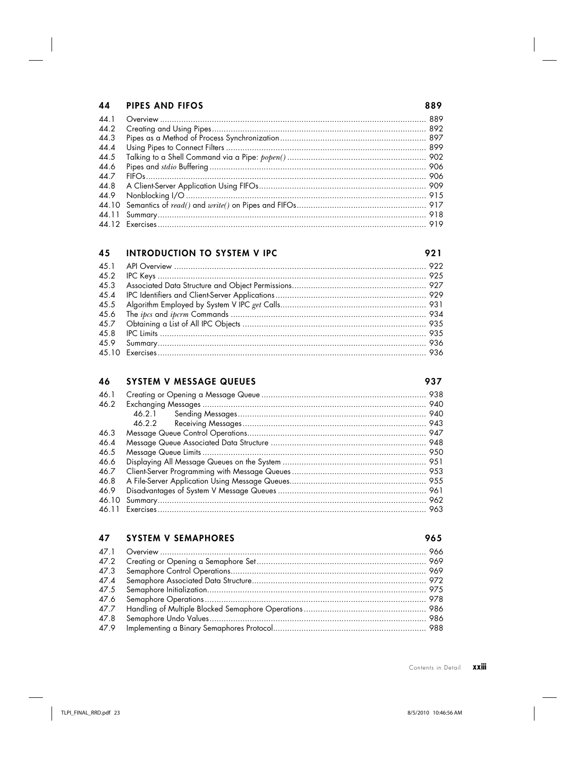## 44 PIPES AND FIFOS 889

44.1 Overview ... 889
44.2 Creating and Using Pipes ... 892
44.3 Pipes as a Method of Process Synchronization ... 897
44.4 Using Pipes to Connect Filters ... 899
44.5 Talking to a Shell Command via a Pipe: *popen()* ... 902
44.6 Pipes and *stdio* Buffering ... 906
44.7 FIFOs ... 906
44.8 A Client-Server Application Using FIFOs ... 909
44.9 Nonblocking I/O ... 915
44.10 Semantics of *read()* and *write()* on Pipes and FIFOs ... 917
44.11 Summary ... 918
44.12 Exercises ... 919

## 45 INTRODUCTION TO SYSTEM V IPC 921

45.1 API Overview ... 922
45.2 IPC Keys ... 925
45.3 Associated Data Structure and Object Permissions ... 927
45.4 IPC Identifiers and Client-Server Applications ... 929
45.5 Algorithm Employed by System V IPC *get* Calls ... 931
45.6 The *ipcs* and *ipcrm* Commands ... 934
45.7 Obtaining a List of All IPC Objects ... 935
45.8 IPC Limits ... 935
45.9 Summary ... 936
45.10 Exercises ... 936

## 46 SYSTEM V MESSAGE QUEUES 937

46.1 Creating or Opening a Message Queue ... 938
46.2 Exchanging Messages ... 940
  46.2.1 Sending Messages ... 940
  46.2.2 Receiving Messages ... 943
46.3 Message Queue Control Operations ... 947
46.4 Message Queue Associated Data Structure ... 948
46.5 Message Queue Limits ... 950
46.6 Displaying All Message Queues on the System ... 951
46.7 Client-Server Programming with Message Queues ... 953
46.8 A File-Server Application Using Message Queues ... 955
46.9 Disadvantages of System V Message Queues ... 961
46.10 Summary ... 962
46.11 Exercises ... 963

## 47 SYSTEM V SEMAPHORES 965

47.1 Overview ... 966
47.2 Creating or Opening a Semaphore Set ... 969
47.3 Semaphore Control Operations ... 969
47.4 Semaphore Associated Data Structure ... 972
47.5 Semaphore Initialization ... 975
47.6 Semaphore Operations ... 978
47.7 Handling of Multiple Blocked Semaphore Operations ... 986
47.8 Semaphore Undo Values ... 986
47.9 Implementing a Binary Semaphores Protocol ... 988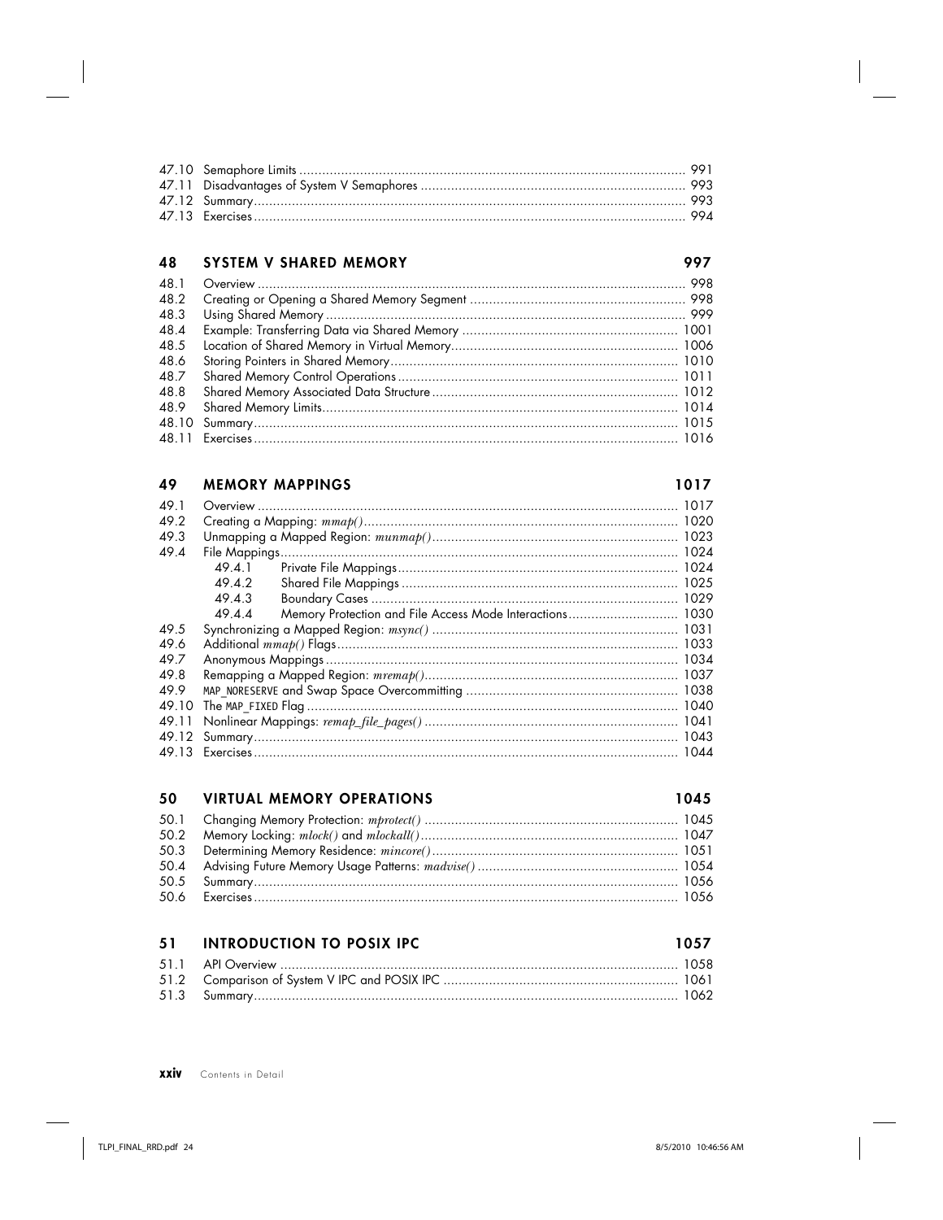| | | |
|---|---|---|
| 47.10 | Semaphore Limits | 991 |
| 47.11 | Disadvantages of System V Semaphores | 993 |
| 47.12 | Summary | 993 |
| 47.13 | Exercises | 994 |

## 48 SYSTEM V SHARED MEMORY 997

| | | |
|---|---|---|
| 48.1 | Overview | 998 |
| 48.2 | Creating or Opening a Shared Memory Segment | 998 |
| 48.3 | Using Shared Memory | 999 |
| 48.4 | Example: Transferring Data via Shared Memory | 1001 |
| 48.5 | Location of Shared Memory in Virtual Memory | 1006 |
| 48.6 | Storing Pointers in Shared Memory | 1010 |
| 48.7 | Shared Memory Control Operations | 1011 |
| 48.8 | Shared Memory Associated Data Structure | 1012 |
| 48.9 | Shared Memory Limits | 1014 |
| 48.10 | Summary | 1015 |
| 48.11 | Exercises | 1016 |

## 49 MEMORY MAPPINGS 1017

| | | |
|---|---|---|
| 49.1 | Overview | 1017 |
| 49.2 | Creating a Mapping: *mmap()* | 1020 |
| 49.3 | Unmapping a Mapped Region: *munmap()* | 1023 |
| 49.4 | File Mappings | 1024 |
| | 49.4.1 Private File Mappings | 1024 |
| | 49.4.2 Shared File Mappings | 1025 |
| | 49.4.3 Boundary Cases | 1029 |
| | 49.4.4 Memory Protection and File Access Mode Interactions | 1030 |
| 49.5 | Synchronizing a Mapped Region: *msync()* | 1031 |
| 49.6 | Additional *mmap()* Flags | 1033 |
| 49.7 | Anonymous Mappings | 1034 |
| 49.8 | Remapping a Mapped Region: *mremap()* | 1037 |
| 49.9 | `MAP_NORESERVE` and Swap Space Overcommitting | 1038 |
| 49.10 | The `MAP_FIXED` Flag | 1040 |
| 49.11 | Nonlinear Mappings: *remap_file_pages()* | 1041 |
| 49.12 | Summary | 1043 |
| 49.13 | Exercises | 1044 |

## 50 VIRTUAL MEMORY OPERATIONS 1045

| | | |
|---|---|---|
| 50.1 | Changing Memory Protection: *mprotect()* | 1045 |
| 50.2 | Memory Locking: *mlock()* and *mlockall()* | 1047 |
| 50.3 | Determining Memory Residence: *mincore()* | 1051 |
| 50.4 | Advising Future Memory Usage Patterns: *madvise()* | 1054 |
| 50.5 | Summary | 1056 |
| 50.6 | Exercises | 1056 |

## 51 INTRODUCTION TO POSIX IPC 1057

| | | |
|---|---|---|
| 51.1 | API Overview | 1058 |
| 51.2 | Comparison of System V IPC and POSIX IPC | 1061 |
| 51.3 | Summary | 1062 |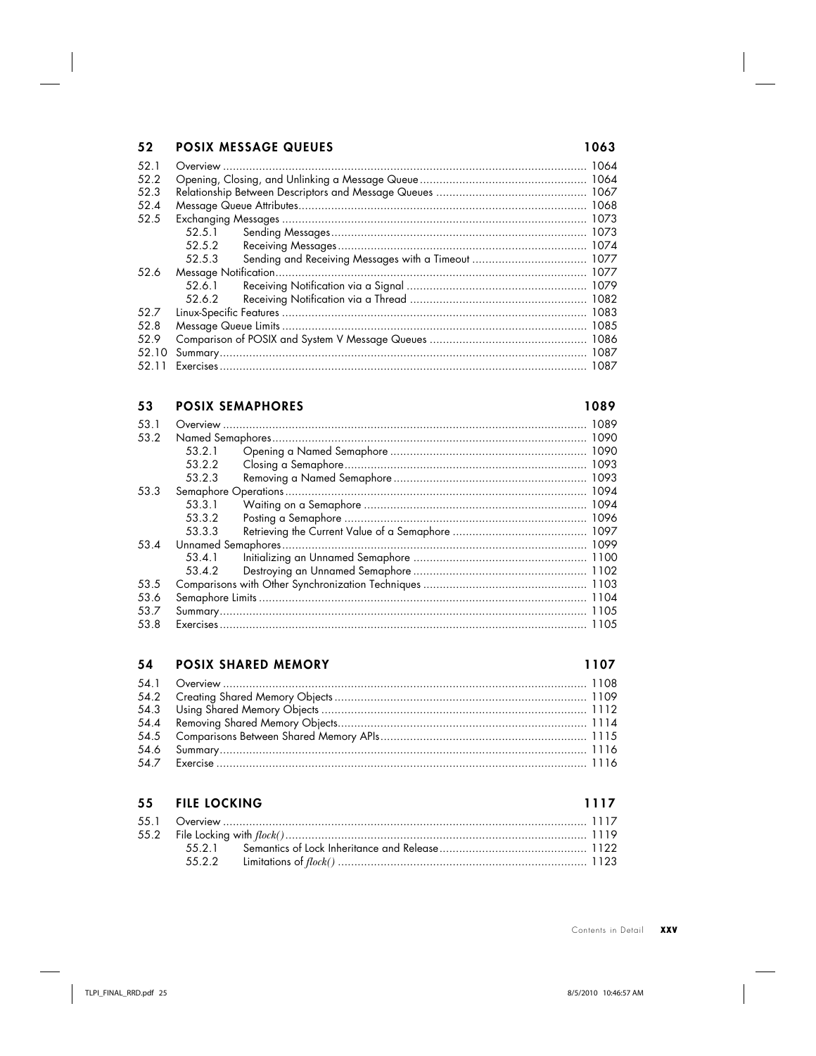## 52 POSIX MESSAGE QUEUES 1063

52.1 Overview .............................................................................................................. 1064
52.2 Opening, Closing, and Unlinking a Message Queue .................................................. 1064
52.3 Relationship Between Descriptors and Message Queues ............................................ 1067
52.4 Message Queue Attributes ...................................................................................... 1068
52.5 Exchanging Messages ............................................................................................ 1073
    52.5.1 Sending Messages ............................................................................. 1073
    52.5.2 Receiving Messages ........................................................................... 1074
    52.5.3 Sending and Receiving Messages with a Timeout ................................... 1077
52.6 Message Notification ............................................................................................. 1077
    52.6.1 Receiving Notification via a Signal ....................................................... 1079
    52.6.2 Receiving Notification via a Thread ...................................................... 1082
52.7 Linux-Specific Features ........................................................................................... 1083
52.8 Message Queue Limits ........................................................................................... 1085
52.9 Comparison of POSIX and System V Message Queues ............................................... 1086
52.10 Summary .............................................................................................................. 1087
52.11 Exercises .............................................................................................................. 1087

## 53 POSIX SEMAPHORES 1089

53.1 Overview .............................................................................................................. 1089
53.2 Named Semaphores ............................................................................................... 1090
    53.2.1 Opening a Named Semaphore ........................................................... 1090
    53.2.2 Closing a Semaphore ......................................................................... 1093
    53.2.3 Removing a Named Semaphore .......................................................... 1093
53.3 Semaphore Operations ........................................................................................... 1094
    53.3.1 Waiting on a Semaphore ................................................................... 1094
    53.3.2 Posting a Semaphore ......................................................................... 1096
    53.3.3 Retrieving the Current Value of a Semaphore ........................................ 1097
53.4 Unnamed Semaphores ............................................................................................ 1099
    53.4.1 Initializing an Unnamed Semaphore ..................................................... 1100
    53.4.2 Destroying an Unnamed Semaphore .................................................... 1102
53.5 Comparisons with Other Synchronization Techniques ................................................. 1103
53.6 Semaphore Limits .................................................................................................. 1104
53.7 Summary .............................................................................................................. 1105
53.8 Exercises .............................................................................................................. 1105

## 54 POSIX SHARED MEMORY 1107

54.1 Overview .............................................................................................................. 1108
54.2 Creating Shared Memory Objects ............................................................................ 1109
54.3 Using Shared Memory Objects ................................................................................ 1112
54.4 Removing Shared Memory Objects ........................................................................... 1114
54.5 Comparisons Between Shared Memory APIs .............................................................. 1115
54.6 Summary .............................................................................................................. 1116
54.7 Exercise ............................................................................................................... 1116

## 55 FILE LOCKING 1117

55.1 Overview .............................................................................................................. 1117
55.2 File Locking with *flock()* .......................................................................................... 1119
    55.2.1 Semantics of Lock Inheritance and Release ............................................ 1122
    55.2.2 Limitations of *flock()* ........................................................................... 1123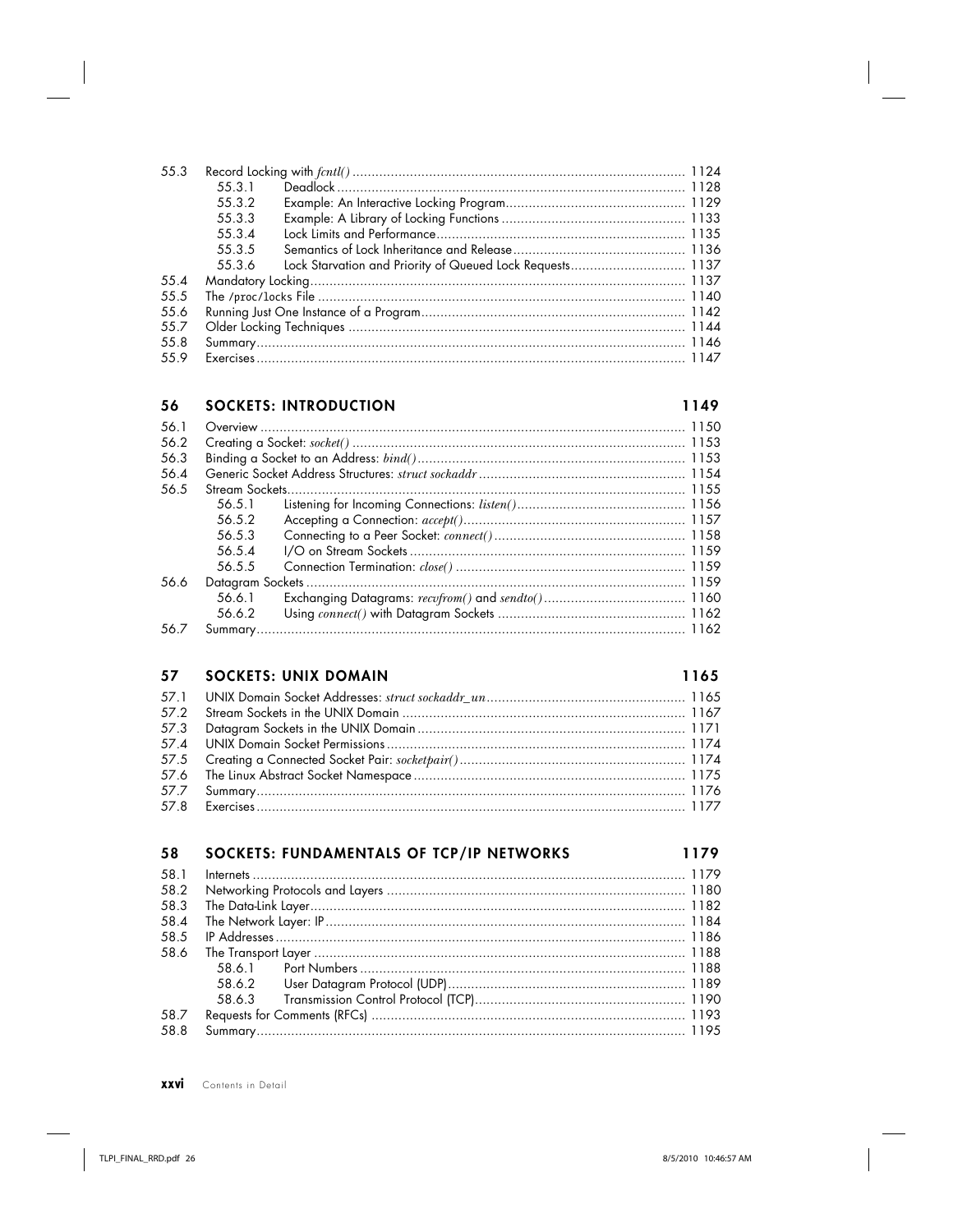55.3 Record Locking with *fcntl()* ..................... 1124
  - 55.3.1 Deadlock ..................... 1128
  - 55.3.2 Example: An Interactive Locking Program ..................... 1129
  - 55.3.3 Example: A Library of Locking Functions ..................... 1133
  - 55.3.4 Lock Limits and Performance ..................... 1135
  - 55.3.5 Semantics of Lock Inheritance and Release ..................... 1136
  - 55.3.6 Lock Starvation and Priority of Queued Lock Requests ..................... 1137

55.4 Mandatory Locking ..................... 1137
55.5 The `/proc/locks` File ..................... 1140
55.6 Running Just One Instance of a Program ..................... 1142
55.7 Older Locking Techniques ..................... 1144
55.8 Summary ..................... 1146
55.9 Exercises ..................... 1147

## 56 SOCKETS: INTRODUCTION 1149

56.1 Overview ..................... 1150
56.2 Creating a Socket: *socket()* ..................... 1153
56.3 Binding a Socket to an Address: *bind()* ..................... 1153
56.4 Generic Socket Address Structures: *struct sockaddr* ..................... 1154
56.5 Stream Sockets ..................... 1155
  - 56.5.1 Listening for Incoming Connections: *listen()* ..................... 1156
  - 56.5.2 Accepting a Connection: *accept()* ..................... 1157
  - 56.5.3 Connecting to a Peer Socket: *connect()* ..................... 1158
  - 56.5.4 I/O on Stream Sockets ..................... 1159
  - 56.5.5 Connection Termination: *close()* ..................... 1159

56.6 Datagram Sockets ..................... 1159
  - 56.6.1 Exchanging Datagrams: *recvfrom()* and *sendto()* ..................... 1160
  - 56.6.2 Using *connect()* with Datagram Sockets ..................... 1162

56.7 Summary ..................... 1162

## 57 SOCKETS: UNIX DOMAIN 1165

57.1 UNIX Domain Socket Addresses: *struct sockaddr_un* ..................... 1165
57.2 Stream Sockets in the UNIX Domain ..................... 1167
57.3 Datagram Sockets in the UNIX Domain ..................... 1171
57.4 UNIX Domain Socket Permissions ..................... 1174
57.5 Creating a Connected Socket Pair: *socketpair()* ..................... 1174
57.6 The Linux Abstract Socket Namespace ..................... 1175
57.7 Summary ..................... 1176
57.8 Exercises ..................... 1177

## 58 SOCKETS: FUNDAMENTALS OF TCP/IP NETWORKS 1179

58.1 Internets ..................... 1179
58.2 Networking Protocols and Layers ..................... 1180
58.3 The Data-Link Layer ..................... 1182
58.4 The Network Layer: IP ..................... 1184
58.5 IP Addresses ..................... 1186
58.6 The Transport Layer ..................... 1188
  - 58.6.1 Port Numbers ..................... 1188
  - 58.6.2 User Datagram Protocol (UDP) ..................... 1189
  - 58.6.3 Transmission Control Protocol (TCP) ..................... 1190

58.7 Requests for Comments (RFCs) ..................... 1193
58.8 Summary ..................... 1195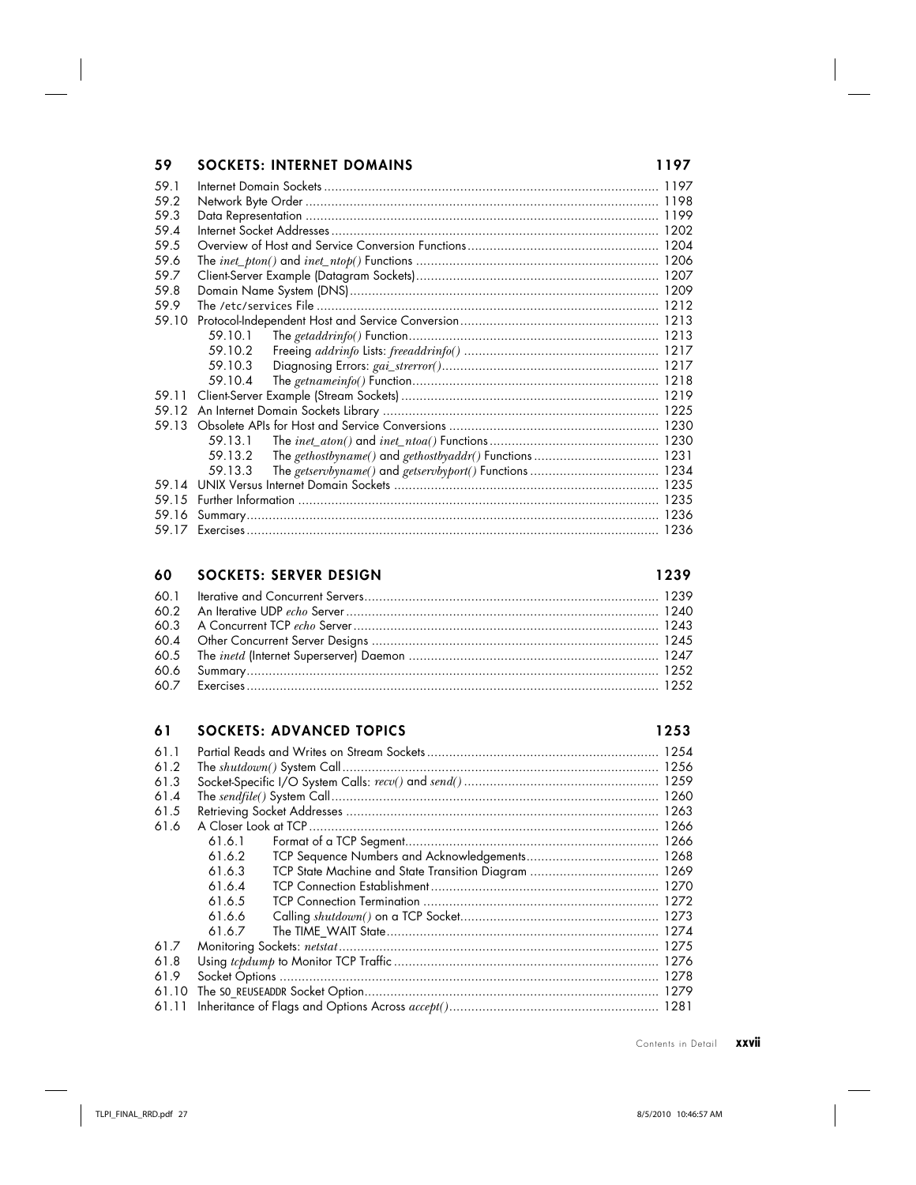## 59 SOCKETS: INTERNET DOMAINS 1197

59.1 Internet Domain Sockets ........ 1197
59.2 Network Byte Order ........ 1198
59.3 Data Representation ........ 1199
59.4 Internet Socket Addresses ........ 1202
59.5 Overview of Host and Service Conversion Functions ........ 1204
59.6 The *inet_pton()* and *inet_ntop()* Functions ........ 1206
59.7 Client-Server Example (Datagram Sockets) ........ 1207
59.8 Domain Name System (DNS) ........ 1209
59.9 The /etc/services File ........ 1212
59.10 Protocol-Independent Host and Service Conversion ........ 1213
  59.10.1 The *getaddrinfo()* Function ........ 1213
  59.10.2 Freeing *addrinfo* Lists: *freeaddrinfo()* ........ 1217
  59.10.3 Diagnosing Errors: *gai_strerror()* ........ 1217
  59.10.4 The *getnameinfo()* Function ........ 1218
59.11 Client-Server Example (Stream Sockets) ........ 1219
59.12 An Internet Domain Sockets Library ........ 1225
59.13 Obsolete APIs for Host and Service Conversions ........ 1230
  59.13.1 The *inet_aton()* and *inet_ntoa()* Functions ........ 1230
  59.13.2 The *gethostbyname()* and *gethostbyaddr()* Functions ........ 1231
  59.13.3 The *getservbyname()* and *getservbyport()* Functions ........ 1234
59.14 UNIX Versus Internet Domain Sockets ........ 1235
59.15 Further Information ........ 1235
59.16 Summary ........ 1236
59.17 Exercises ........ 1236

## 60 SOCKETS: SERVER DESIGN 1239

60.1 Iterative and Concurrent Servers ........ 1239
60.2 An Iterative UDP *echo* Server ........ 1240
60.3 A Concurrent TCP *echo* Server ........ 1243
60.4 Other Concurrent Server Designs ........ 1245
60.5 The *inetd* (Internet Superserver) Daemon ........ 1247
60.6 Summary ........ 1252
60.7 Exercises ........ 1252

## 61 SOCKETS: ADVANCED TOPICS 1253

61.1 Partial Reads and Writes on Stream Sockets ........ 1254
61.2 The *shutdown()* System Call ........ 1256
61.3 Socket-Specific I/O System Calls: *recv()* and *send()* ........ 1259
61.4 The *sendfile()* System Call ........ 1260
61.5 Retrieving Socket Addresses ........ 1263
61.6 A Closer Look at TCP ........ 1266
  61.6.1 Format of a TCP Segment ........ 1266
  61.6.2 TCP Sequence Numbers and Acknowledgements ........ 1268
  61.6.3 TCP State Machine and State Transition Diagram ........ 1269
  61.6.4 TCP Connection Establishment ........ 1270
  61.6.5 TCP Connection Termination ........ 1272
  61.6.6 Calling *shutdown()* on a TCP Socket ........ 1273
  61.6.7 The TIME_WAIT State ........ 1274
61.7 Monitoring Sockets: *netstat* ........ 1275
61.8 Using *tcpdump* to Monitor TCP Traffic ........ 1276
61.9 Socket Options ........ 1278
61.10 The SO_REUSEADDR Socket Option ........ 1279
61.11 Inheritance of Flags and Options Across *accept()* ........ 1281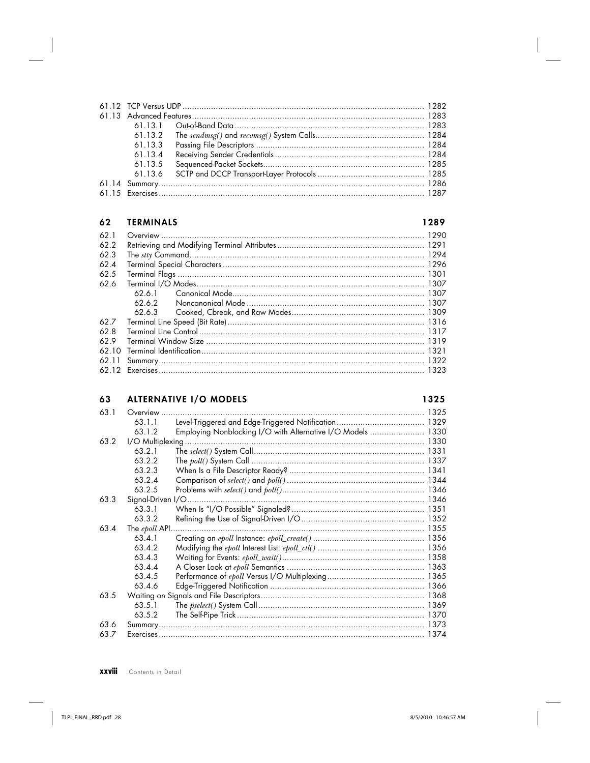61.12 TCP Versus UDP ..................................................................................................... 1282
61.13 Advanced Features ................................................................................................. 1283
    61.13.1 Out-of-Band Data ........................................................................ 1283
    61.13.2 The *sendmsg()* and *recvmsg()* System Calls ............................................. 1284
    61.13.3 Passing File Descriptors ....................................................................... 1284
    61.13.4 Receiving Sender Credentials ............................................................... 1284
    61.13.5 Sequenced-Packet Sockets ................................................................... 1285
    61.13.6 SCTP and DCCP Transport-Layer Protocols ............................................. 1285
61.14 Summary ............................................................................................................... 1286
61.15 Exercises ............................................................................................................... 1287

## 62 TERMINALS 1289

62.1 Overview ............................................................................................................... 1290
62.2 Retrieving and Modifying Terminal Attributes ............................................................. 1291
62.3 The *stty* Command ................................................................................................. 1294
62.4 Terminal Special Characters ..................................................................................... 1296
62.5 Terminal Flags ........................................................................................................ 1301
62.6 Terminal I/O Modes ................................................................................................ 1307
    62.6.1 Canonical Mode ................................................................................ 1307
    62.6.2 Noncanonical Mode ........................................................................... 1307
    62.6.3 Cooked, Cbreak, and Raw Modes ........................................................ 1309
62.7 Terminal Line Speed (Bit Rate) .................................................................................. 1316
62.8 Terminal Line Control ............................................................................................... 1317
62.9 Terminal Window Size ............................................................................................ 1319
62.10 Terminal Identification ............................................................................................. 1321
62.11 Summary ............................................................................................................... 1322
62.12 Exercises ............................................................................................................... 1323

## 63 ALTERNATIVE I/O MODELS 1325

63.1 Overview ............................................................................................................... 1325
    63.1.1 Level-Triggered and Edge-Triggered Notification ..................................... 1329
    63.1.2 Employing Nonblocking I/O with Alternative I/O Models ....................... 1330
63.2 I/O Multiplexing ..................................................................................................... 1330
    63.2.1 The *select()* System Call ....................................................................... 1331
    63.2.2 The *poll()* System Call .......................................................................... 1337
    63.2.3 When Is a File Descriptor Ready? ......................................................... 1341
    63.2.4 Comparison of *select()* and *poll()* .......................................................... 1344
    63.2.5 Problems with *select()* and *poll()* ........................................................... 1346
63.3 Signal-Driven I/O .................................................................................................... 1346
    63.3.1 When Is "I/O Possible" Signaled? ........................................................ 1351
    63.3.2 Refining the Use of Signal-Driven I/O .................................................... 1352
63.4 The *epoll* API .......................................................................................................... 1355
    63.4.1 Creating an *epoll* Instance: *epoll_create()* ............................................... 1356
    63.4.2 Modifying the *epoll* Interest List: *epoll_ctl()* ............................................ 1356
    63.4.3 Waiting for Events: *epoll_wait()* ........................................................... 1358
    63.4.4 A Closer Look at *epoll* Semantics .......................................................... 1363
    63.4.5 Performance of *epoll* Versus I/O Multiplexing ......................................... 1365
    63.4.6 Edge-Triggered Notification ................................................................. 1366
63.5 Waiting on Signals and File Descriptors ..................................................................... 1368
    63.5.1 The *pselect()* System Call ...................................................................... 1369
    63.5.2 The Self-Pipe Trick ............................................................................... 1370
63.6 Summary ............................................................................................................... 1373
63.7 Exercises ............................................................................................................... 1374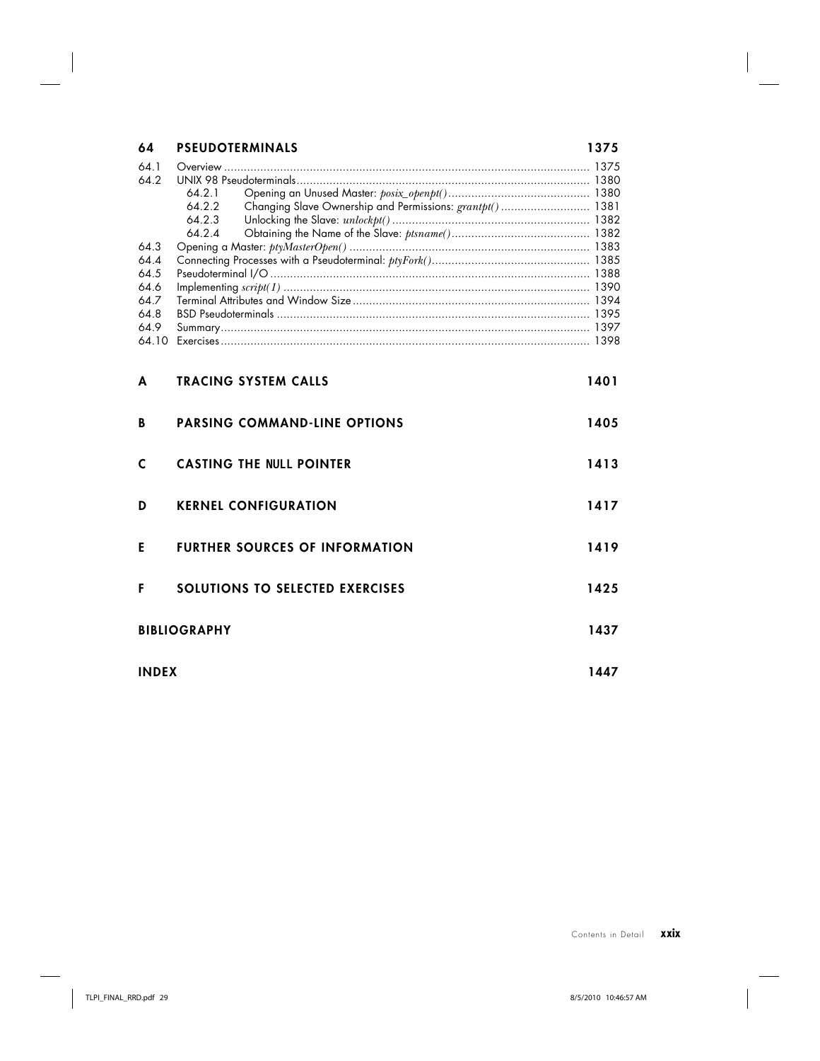## 64 PSEUDOTERMINALS 1375

64.1 Overview .................................................................................................... 1375
64.2 UNIX 98 Pseudoterminals................................................................................ 1380
 64.2.1 Opening an Unused Master: *posix_openpt()* ........................................... 1380
 64.2.2 Changing Slave Ownership and Permissions: *grantpt()* ........................... 1381
 64.2.3 Unlocking the Slave: *unlockpt()* ............................................................ 1382
 64.2.4 Obtaining the Name of the Slave: *ptsname()* .......................................... 1382
64.3 Opening a Master: *ptyMasterOpen()* ............................................................. 1383
64.4 Connecting Processes with a Pseudoterminal: *ptyFork()* .................................. 1385
64.5 Pseudoterminal I/O ........................................................................................ 1388
64.6 Implementing *script(1)* .................................................................................. 1390
64.7 Terminal Attributes and Window Size ............................................................. 1394
64.8 BSD Pseudoterminals ..................................................................................... 1395
64.9 Summary ....................................................................................................... 1397
64.10 Exercises ..................................................................................................... 1398

## A TRACING SYSTEM CALLS 1401

## B PARSING COMMAND-LINE OPTIONS 1405

## C CASTING THE NULL POINTER 1413

## D KERNEL CONFIGURATION 1417

## E FURTHER SOURCES OF INFORMATION 1419

## F SOLUTIONS TO SELECTED EXERCISES 1425

## BIBLIOGRAPHY 1437

## INDEX 1447